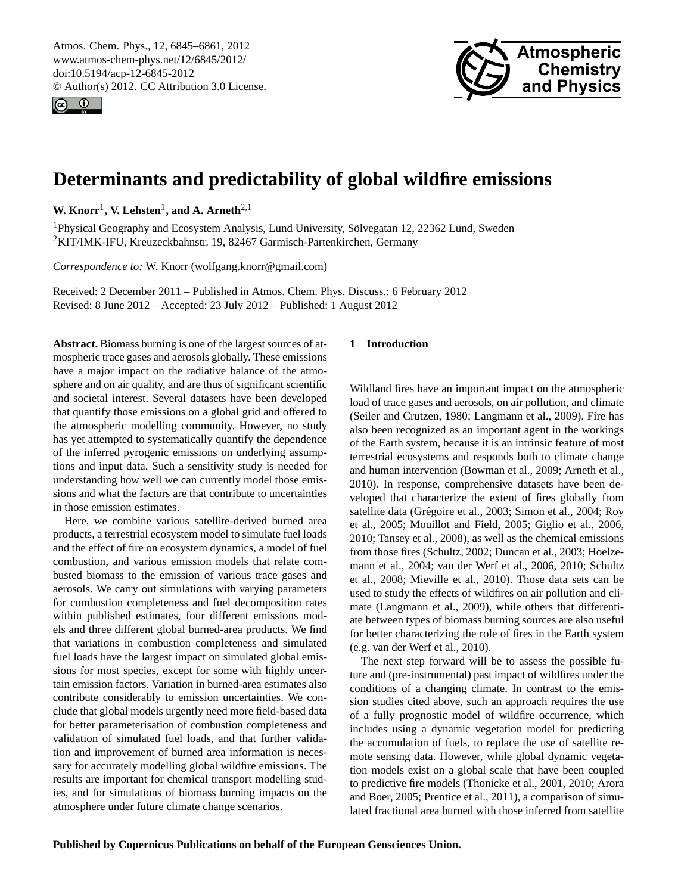# Determinants and predictability of global wildfire emissions

**W. Knorr**[1], **V. Lehsten**[1], **and A. Arneth**[2,1]

[1]Physical Geography and Ecosystem Analysis, Lund University, Sölvegatan 12, 22362 Lund, Sweden
[2]KIT/IMK-IFU, Kreuzeckbahnstr. 19, 82467 Garmisch-Partenkirchen, Germany

*Correspondence to:* W. Knorr (wolfgang.knorr@gmail.com)

Received: 2 December 2011 – Published in Atmos. Chem. Phys. Discuss.: 6 February 2012
Revised: 8 June 2012 – Accepted: 23 July 2012 – Published: 1 August 2012

**Abstract.** Biomass burning is one of the largest sources of atmospheric trace gases and aerosols globally. These emissions have a major impact on the radiative balance of the atmosphere and on air quality, and are thus of significant scientific and societal interest. Several datasets have been developed that quantify those emissions on a global grid and offered to the atmospheric modelling community. However, no study has yet attempted to systematically quantify the dependence of the inferred pyrogenic emissions on underlying assumptions and input data. Such a sensitivity study is needed for understanding how well we can currently model those emissions and what the factors are that contribute to uncertainties in those emission estimates.

Here, we combine various satellite-derived burned area products, a terrestrial ecosystem model to simulate fuel loads and the effect of fire on ecosystem dynamics, a model of fuel combustion, and various emission models that relate combusted biomass to the emission of various trace gases and aerosols. We carry out simulations with varying parameters for combustion completeness and fuel decomposition rates within published estimates, four different emissions models and three different global burned-area products. We find that variations in combustion completeness and simulated fuel loads have the largest impact on simulated global emissions for most species, except for some with highly uncertain emission factors. Variation in burned-area estimates also contribute considerably to emission uncertainties. We conclude that global models urgently need more field-based data for better parameterisation of combustion completeness and validation of simulated fuel loads, and that further validation and improvement of burned area information is necessary for accurately modelling global wildfire emissions. The results are important for chemical transport modelling studies, and for simulations of biomass burning impacts on the atmosphere under future climate change scenarios.

## 1 Introduction

Wildland fires have an important impact on the atmospheric load of trace gases and aerosols, on air pollution, and climate (Seiler and Crutzen, 1980; Langmann et al., 2009). Fire has also been recognized as an important agent in the workings of the Earth system, because it is an intrinsic feature of most terrestrial ecosystems and responds both to climate change and human intervention (Bowman et al., 2009; Arneth et al., 2010). In response, comprehensive datasets have been developed that characterize the extent of fires globally from satellite data (Grégoire et al., 2003; Simon et al., 2004; Roy et al., 2005; Mouillot and Field, 2005; Giglio et al., 2006, 2010; Tansey et al., 2008), as well as the chemical emissions from those fires (Schultz, 2002; Duncan et al., 2003; Hoelzemann et al., 2004; van der Werf et al., 2006, 2010; Schultz et al., 2008; Mieville et al., 2010). Those data sets can be used to study the effects of wildfires on air pollution and climate (Langmann et al., 2009), while others that differentiate between types of biomass burning sources are also useful for better characterizing the role of fires in the Earth system (e.g. van der Werf et al., 2010).

The next step forward will be to assess the possible future and (pre-instrumental) past impact of wildfires under the conditions of a changing climate. In contrast to the emission studies cited above, such an approach requires the use of a fully prognostic model of wildfire occurrence, which includes using a dynamic vegetation model for predicting the accumulation of fuels, to replace the use of satellite remote sensing data. However, while global dynamic vegetation models exist on a global scale that have been coupled to predictive fire models (Thonicke et al., 2001, 2010; Arora and Boer, 2005; Prentice et al., 2011), a comparison of simulated fractional area burned with those inferred from satellite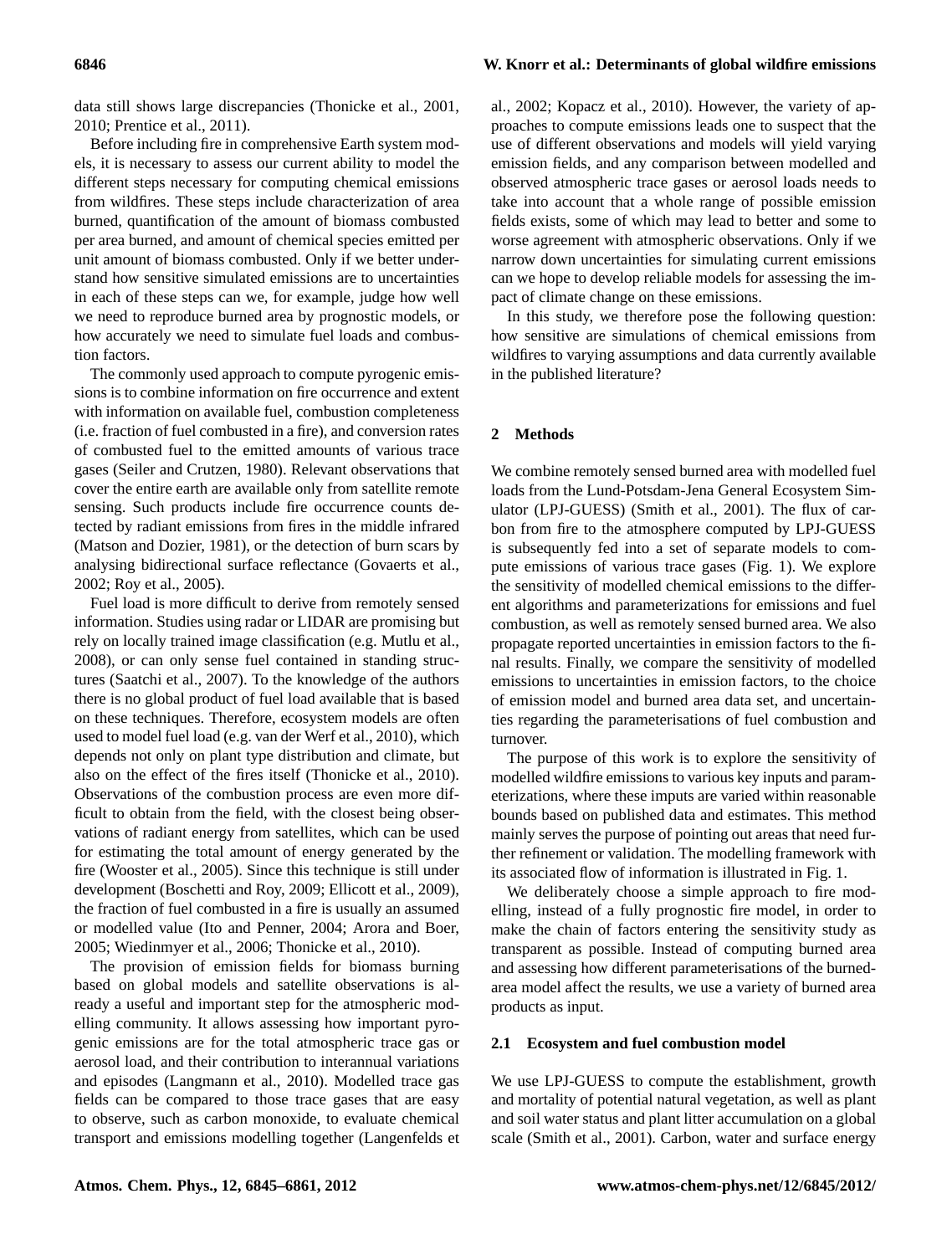data still shows large discrepancies (Thonicke et al., 2001, 2010; Prentice et al., 2011).

Before including fire in comprehensive Earth system models, it is necessary to assess our current ability to model the different steps necessary for computing chemical emissions from wildfires. These steps include characterization of area burned, quantification of the amount of biomass combusted per area burned, and amount of chemical species emitted per unit amount of biomass combusted. Only if we better understand how sensitive simulated emissions are to uncertainties in each of these steps can we, for example, judge how well we need to reproduce burned area by prognostic models, or how accurately we need to simulate fuel loads and combustion factors.

The commonly used approach to compute pyrogenic emissions is to combine information on fire occurrence and extent with information on available fuel, combustion completeness (i.e. fraction of fuel combusted in a fire), and conversion rates of combusted fuel to the emitted amounts of various trace gases (Seiler and Crutzen, 1980). Relevant observations that cover the entire earth are available only from satellite remote sensing. Such products include fire occurrence counts detected by radiant emissions from fires in the middle infrared (Matson and Dozier, 1981), or the detection of burn scars by analysing bidirectional surface reflectance (Govaerts et al., 2002; Roy et al., 2005).

Fuel load is more difficult to derive from remotely sensed information. Studies using radar or LIDAR are promising but rely on locally trained image classification (e.g. Mutlu et al., 2008), or can only sense fuel contained in standing structures (Saatchi et al., 2007). To the knowledge of the authors there is no global product of fuel load available that is based on these techniques. Therefore, ecosystem models are often used to model fuel load (e.g. van der Werf et al., 2010), which depends not only on plant type distribution and climate, but also on the effect of the fires itself (Thonicke et al., 2010). Observations of the combustion process are even more difficult to obtain from the field, with the closest being observations of radiant energy from satellites, which can be used for estimating the total amount of energy generated by the fire (Wooster et al., 2005). Since this technique is still under development (Boschetti and Roy, 2009; Ellicott et al., 2009), the fraction of fuel combusted in a fire is usually an assumed or modelled value (Ito and Penner, 2004; Arora and Boer, 2005; Wiedinmyer et al., 2006; Thonicke et al., 2010).

The provision of emission fields for biomass burning based on global models and satellite observations is already a useful and important step for the atmospheric modelling community. It allows assessing how important pyrogenic emissions are for the total atmospheric trace gas or aerosol load, and their contribution to interannual variations and episodes (Langmann et al., 2010). Modelled trace gas fields can be compared to those trace gases that are easy to observe, such as carbon monoxide, to evaluate chemical transport and emissions modelling together (Langenfelds et al., 2002; Kopacz et al., 2010). However, the variety of approaches to compute emissions leads one to suspect that the use of different observations and models will yield varying emission fields, and any comparison between modelled and observed atmospheric trace gases or aerosol loads needs to take into account that a whole range of possible emission fields exists, some of which may lead to better and some to worse agreement with atmospheric observations. Only if we narrow down uncertainties for simulating current emissions can we hope to develop reliable models for assessing the impact of climate change on these emissions.

In this study, we therefore pose the following question: how sensitive are simulations of chemical emissions from wildfires to varying assumptions and data currently available in the published literature?

## 2 Methods

We combine remotely sensed burned area with modelled fuel loads from the Lund-Potsdam-Jena General Ecosystem Simulator (LPJ-GUESS) (Smith et al., 2001). The flux of carbon from fire to the atmosphere computed by LPJ-GUESS is subsequently fed into a set of separate models to compute emissions of various trace gases (Fig. 1). We explore the sensitivity of modelled chemical emissions to the different algorithms and parameterizations for emissions and fuel combustion, as well as remotely sensed burned area. We also propagate reported uncertainties in emission factors to the final results. Finally, we compare the sensitivity of modelled emissions to uncertainties in emission factors, to the choice of emission model and burned area data set, and uncertainties regarding the parameterisations of fuel combustion and turnover.

The purpose of this work is to explore the sensitivity of modelled wildfire emissions to various key inputs and parameterizations, where these imputs are varied within reasonable bounds based on published data and estimates. This method mainly serves the purpose of pointing out areas that need further refinement or validation. The modelling framework with its associated flow of information is illustrated in Fig. 1.

We deliberately choose a simple approach to fire modelling, instead of a fully prognostic fire model, in order to make the chain of factors entering the sensitivity study as transparent as possible. Instead of computing burned area and assessing how different parameterisations of the burned-area model affect the results, we use a variety of burned area products as input.

### 2.1 Ecosystem and fuel combustion model

We use LPJ-GUESS to compute the establishment, growth and mortality of potential natural vegetation, as well as plant and soil water status and plant litter accumulation on a global scale (Smith et al., 2001). Carbon, water and surface energy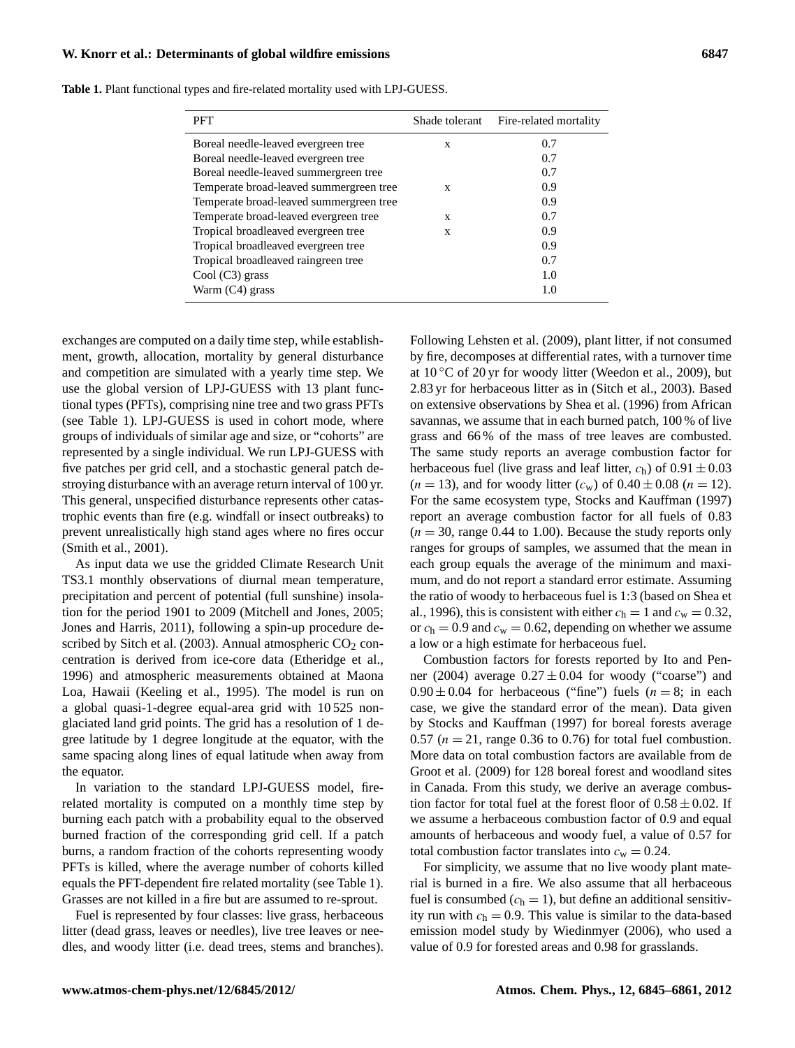**Table 1.** Plant functional types and fire-related mortality used with LPJ-GUESS.

| PFT | Shade tolerant | Fire-related mortality |
|---|---|---|
| Boreal needle-leaved evergreen tree | x | 0.7 |
| Boreal needle-leaved evergreen tree | | 0.7 |
| Boreal needle-leaved summergreen tree | | 0.7 |
| Temperate broad-leaved summergreen tree | x | 0.9 |
| Temperate broad-leaved summergreen tree | | 0.9 |
| Temperate broad-leaved evergreen tree | x | 0.7 |
| Tropical broadleaved evergreen tree | x | 0.9 |
| Tropical broadleaved evergreen tree | | 0.9 |
| Tropical broadleaved raingreen tree | | 0.7 |
| Cool (C3) grass | | 1.0 |
| Warm (C4) grass | | 1.0 |

exchanges are computed on a daily time step, while establishment, growth, allocation, mortality by general disturbance and competition are simulated with a yearly time step. We use the global version of LPJ-GUESS with 13 plant functional types (PFTs), comprising nine tree and two grass PFTs (see Table 1). LPJ-GUESS is used in cohort mode, where groups of individuals of similar age and size, or "cohorts" are represented by a single individual. We run LPJ-GUESS with five patches per grid cell, and a stochastic general patch destroying disturbance with an average return interval of 100 yr. This general, unspecified disturbance represents other catastrophic events than fire (e.g. windfall or insect outbreaks) to prevent unrealistically high stand ages where no fires occur (Smith et al., 2001).

As input data we use the gridded Climate Research Unit TS3.1 monthly observations of diurnal mean temperature, precipitation and percent of potential (full sunshine) insolation for the period 1901 to 2009 (Mitchell and Jones, 2005; Jones and Harris, 2011), following a spin-up procedure described by Sitch et al. (2003). Annual atmospheric $CO_2$ concentration is derived from ice-core data (Etheridge et al., 1996) and atmospheric measurements obtained at Maona Loa, Hawaii (Keeling et al., 1995). The model is run on a global quasi-1-degree equal-area grid with 10 525 non-glaciated land grid points. The grid has a resolution of 1 degree latitude by 1 degree longitude at the equator, with the same spacing along lines of equal latitude when away from the equator.

In variation to the standard LPJ-GUESS model, fire-related mortality is computed on a monthly time step by burning each patch with a probability equal to the observed burned fraction of the corresponding grid cell. If a patch burns, a random fraction of the cohorts representing woody PFTs is killed, where the average number of cohorts killed equals the PFT-dependent fire related mortality (see Table 1). Grasses are not killed in a fire but are assumed to re-sprout.

Fuel is represented by four classes: live grass, herbaceous litter (dead grass, leaves or needles), live tree leaves or needles, and woody litter (i.e. dead trees, stems and branches). Following Lehsten et al. (2009), plant litter, if not consumed by fire, decomposes at differential rates, with a turnover time at 10 °C of 20 yr for woody litter (Weedon et al., 2009), but 2.83 yr for herbaceous litter as in (Sitch et al., 2003). Based on extensive observations by Shea et al. (1996) from African savannas, we assume that in each burned patch, 100 % of live grass and 66 % of the mass of tree leaves are combusted. The same study reports an average combustion factor for herbaceous fuel (live grass and leaf litter, $c_h$) of $0.91 \pm 0.03$ ($n = 13$), and for woody litter ($c_w$) of $0.40 \pm 0.08$ ($n = 12$). For the same ecosystem type, Stocks and Kauffman (1997) report an average combustion factor for all fuels of 0.83 ($n = 30$, range 0.44 to 1.00). Because the study reports only ranges for groups of samples, we assumed that the mean in each group equals the average of the minimum and maximum, and do not report a standard error estimate. Assuming the ratio of woody to herbaceous fuel is 1:3 (based on Shea et al., 1996), this is consistent with either $c_h = 1$ and $c_w = 0.32$, or $c_h = 0.9$ and $c_w = 0.62$, depending on whether we assume a low or a high estimate for herbaceous fuel.

Combustion factors for forests reported by Ito and Penner (2004) average $0.27 \pm 0.04$ for woody ("coarse") and $0.90 \pm 0.04$ for herbaceous ("fine") fuels ($n = 8$; in each case, we give the standard error of the mean). Data given by Stocks and Kauffman (1997) for boreal forests average 0.57 ($n = 21$, range 0.36 to 0.76) for total fuel combustion. More data on total combustion factors are available from de Groot et al. (2009) for 128 boreal forest and woodland sites in Canada. From this study, we derive an average combustion factor for total fuel at the forest floor of $0.58 \pm 0.02$. If we assume a herbaceous combustion factor of 0.9 and equal amounts of herbaceous and woody fuel, a value of 0.57 for total combustion factor translates into $c_w = 0.24$.

For simplicity, we assume that no live woody plant material is burned in a fire. We also assume that all herbaceous fuel is consumed ($c_h = 1$), but define an additional sensitivity run with $c_h = 0.9$. This value is similar to the data-based emission model study by Wiedinmyer (2006), who used a value of 0.9 for forested areas and 0.98 for grasslands.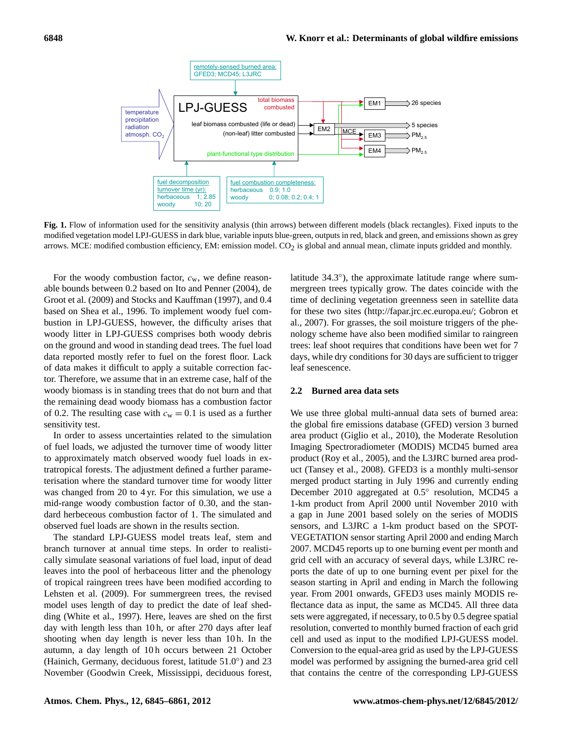**Fig. 1.** Flow of information used for the sensitivity analysis (thin arrows) between different models (black rectangles). Fixed inputs to the modified vegetation model LPJ-GUESS in dark blue, variable inputs blue-green, outputs in red, black and green, and emissions shown as grey arrows. MCE: modified combustion efficiency, EM: emission model. $CO_2$ is global and annual mean, climate inputs gridded and monthly.

For the woody combustion factor, $c_w$, we define reasonable bounds between 0.2 based on Ito and Penner (2004), de Groot et al. (2009) and Stocks and Kauffman (1997), and 0.4 based on Shea et al., 1996. To implement woody fuel combustion in LPJ-GUESS, however, the difficulty arises that woody litter in LPJ-GUESS comprises both woody debris on the ground and wood in standing dead trees. The fuel load data reported mostly refer to fuel on the forest floor. Lack of data makes it difficult to apply a suitable correction factor. Therefore, we assume that in an extreme case, half of the woody biomass is in standing trees that do not burn and that the remaining dead woody biomass has a combustion factor of 0.2. The resulting case with $c_w = 0.1$ is used as a further sensitivity test.

In order to assess uncertainties related to the simulation of fuel loads, we adjusted the turnover time of woody litter to approximately match observed woody fuel loads in extratropical forests. The adjustment defined a further parameterisation where the standard turnover time for woody litter was changed from 20 to 4 yr. For this simulation, we use a mid-range woody combustion factor of 0.30, and the standard herbeceous combustion factor of 1. The simulated and observed fuel loads are shown in the results section.

The standard LPJ-GUESS model treats leaf, stem and branch turnover at annual time steps. In order to realistically simulate seasonal variations of fuel load, input of dead leaves into the pool of herbaceous litter and the phenology of tropical raingreen trees have been modified according to Lehsten et al. (2009). For summergreen trees, the revised model uses length of day to predict the date of leaf shedding (White et al., 1997). Here, leaves are shed on the first day with length less than 10 h, or after 270 days after leaf shooting when day length is never less than 10 h. In the autumn, a day length of 10 h occurs between 21 October (Hainich, Germany, deciduous forest, latitude 51.0°) and 23 November (Goodwin Creek, Mississippi, deciduous forest, latitude 34.3°), the approximate latitude range where summergreen trees typically grow. The dates coincide with the time of declining vegetation greenness seen in satellite data for these two sites (http://fapar.jrc.ec.europa.eu/; Gobron et al., 2007). For grasses, the soil moisture triggers of the phenology scheme have also been modified similar to raingreen trees: leaf shoot requires that conditions have been wet for 7 days, while dry conditions for 30 days are sufficient to trigger leaf senescence.

### 2.2 Burned area data sets

We use three global multi-annual data sets of burned area: the global fire emissions database (GFED) version 3 burned area product (Giglio et al., 2010), the Moderate Resolution Imaging Spectroradiometer (MODIS) MCD45 burned area product (Roy et al., 2005), and the L3JRC burned area product (Tansey et al., 2008). GFED3 is a monthly multi-sensor merged product starting in July 1996 and currently ending December 2010 aggregated at 0.5° resolution, MCD45 a 1-km product from April 2000 until November 2010 with a gap in June 2001 based solely on the series of MODIS sensors, and L3JRC a 1-km product based on the SPOT-VEGETATION sensor starting April 2000 and ending March 2007. MCD45 reports up to one burning event per month and grid cell with an accuracy of several days, while L3JRC reports the date of up to one burning event per pixel for the season starting in April and ending in March the following year. From 2001 onwards, GFED3 uses mainly MODIS reflectance data as input, the same as MCD45. All three data sets were aggregated, if necessary, to 0.5 by 0.5 degree spatial resolution, converted to monthly burned fraction of each grid cell and used as input to the modified LPJ-GUESS model. Conversion to the equal-area grid as used by the LPJ-GUESS model was performed by assigning the burned-area grid cell that contains the centre of the corresponding LPJ-GUESS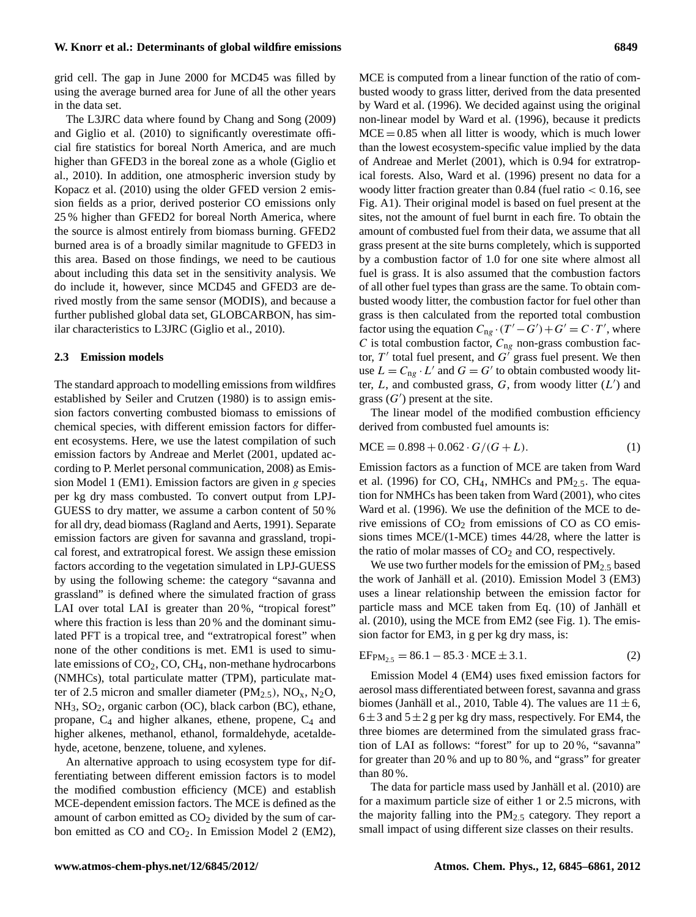grid cell. The gap in June 2000 for MCD45 was filled by using the average burned area for June of all the other years in the data set.

The L3JRC data where found by Chang and Song (2009) and Giglio et al. (2010) to significantly overestimate official fire statistics for boreal North America, and are much higher than GFED3 in the boreal zone as a whole (Giglio et al., 2010). In addition, one atmospheric inversion study by Kopacz et al. (2010) using the older GFED version 2 emission fields as a prior, derived posterior CO emissions only 25 % higher than GFED2 for boreal North America, where the source is almost entirely from biomass burning. GFED2 burned area is of a broadly similar magnitude to GFED3 in this area. Based on those findings, we need to be cautious about including this data set in the sensitivity analysis. We do include it, however, since MCD45 and GFED3 are derived mostly from the same sensor (MODIS), and because a further published global data set, GLOBCARBON, has similar characteristics to L3JRC (Giglio et al., 2010).

### 2.3 Emission models

The standard approach to modelling emissions from wildfires established by Seiler and Crutzen (1980) is to assign emission factors converting combusted biomass to emissions of chemical species, with different emission factors for different ecosystems. Here, we use the latest compilation of such emission factors by Andreae and Merlet (2001, updated according to P. Merlet personal communication, 2008) as Emission Model 1 (EM1). Emission factors are given in $g$ species per kg dry mass combusted. To convert output from LPJ-GUESS to dry matter, we assume a carbon content of 50 % for all dry, dead biomass (Ragland and Aerts, 1991). Separate emission factors are given for savanna and grassland, tropical forest, and extratropical forest. We assign these emission factors according to the vegetation simulated in LPJ-GUESS by using the following scheme: the category "savanna and grassland" is defined where the simulated fraction of grass LAI over total LAI is greater than 20 %, "tropical forest" where this fraction is less than 20 % and the dominant simulated PFT is a tropical tree, and "extratropical forest" when none of the other conditions is met. EM1 is used to simulate emissions of $CO_2$, CO, $CH_4$, non-methane hydrocarbons (NMHCs), total particulate matter (TPM), particulate matter of 2.5 micron and smaller diameter ($PM_{2.5}$), $NO_x$, $N_2O$, $NH_3$, $SO_2$, organic carbon (OC), black carbon (BC), ethane, propane, $C_4$ and higher alkanes, ethene, propene, $C_4$ and higher alkenes, methanol, ethanol, formaldehyde, acetaldehyde, acetone, benzene, toluene, and xylenes.

An alternative approach to using ecosystem type for differentiating between different emission factors is to model the modified combustion efficiency (MCE) and establish MCE-dependent emission factors. The MCE is defined as the amount of carbon emitted as $CO_2$ divided by the sum of carbon emitted as CO and $CO_2$. In Emission Model 2 (EM2), MCE is computed from a linear function of the ratio of combusted woody to grass litter, derived from the data presented by Ward et al. (1996). We decided against using the original non-linear model by Ward et al. (1996), because it predicts MCE = 0.85 when all litter is woody, which is much lower than the lowest ecosystem-specific value implied by the data of Andreae and Merlet (2001), which is 0.94 for extratropical forests. Also, Ward et al. (1996) present no data for a woody litter fraction greater than 0.84 (fuel ratio $< 0.16$, see Fig. A1). Their original model is based on fuel present at the sites, not the amount of fuel burnt in each fire. To obtain the amount of combusted fuel from their data, we assume that all grass present at the site burns completely, which is supported by a combustion factor of 1.0 for one site where almost all fuel is grass. It is also assumed that the combustion factors of all other fuel types than grass are the same. To obtain combusted woody litter, the combustion factor for fuel other than grass is then calculated from the reported total combustion factor using the equation $C_{ng} \cdot (T' - G') + G' = C \cdot T'$, where $C$ is total combustion factor, $C_{ng}$ non-grass combustion factor, $T'$ total fuel present, and $G'$ grass fuel present. We then use $L = C_{ng} \cdot L'$ and $G = G'$ to obtain combusted woody litter, $L$, and combusted grass, $G$, from woody litter ($L'$) and grass ($G'$) present at the site.

The linear model of the modified combustion efficiency derived from combusted fuel amounts is:

$$\mathrm{MCE} = 0.898 + 0.062 \cdot G/(G + L). \tag{1}$$

Emission factors as a function of MCE are taken from Ward et al. (1996) for CO, $CH_4$, NMHCs and $PM_{2.5}$. The equation for NMHCs has been taken from Ward (2001), who cites Ward et al. (1996). We use the definition of the MCE to derive emissions of $CO_2$ from emissions of CO as CO emissions times MCE/(1-MCE) times 44/28, where the latter is the ratio of molar masses of $CO_2$ and CO, respectively.

We use two further models for the emission of $PM_{2.5}$ based the work of Janhäll et al. (2010). Emission Model 3 (EM3) uses a linear relationship between the emission factor for particle mass and MCE taken from Eq. (10) of Janhäll et al. (2010), using the MCE from EM2 (see Fig. 1). The emission factor for EM3, in g per kg dry mass, is:

$$\mathrm{EF}_{PM_{2.5}} = 86.1 - 85.3 \cdot \mathrm{MCE} \pm 3.1. \tag{2}$$

Emission Model 4 (EM4) uses fixed emission factors for aerosol mass differentiated between forest, savanna and grass biomes (Janhäll et al., 2010, Table 4). The values are $11 \pm 6$, $6 \pm 3$ and $5 \pm 2$ g per kg dry mass, respectively. For EM4, the three biomes are determined from the simulated grass fraction of LAI as follows: "forest" for up to 20 %, "savanna" for greater than 20 % and up to 80 %, and "grass" for greater than 80 %.

The data for particle mass used by Janhäll et al. (2010) are for a maximum particle size of either 1 or 2.5 microns, with the majority falling into the $PM_{2.5}$ category. They report a small impact of using different size classes on their results.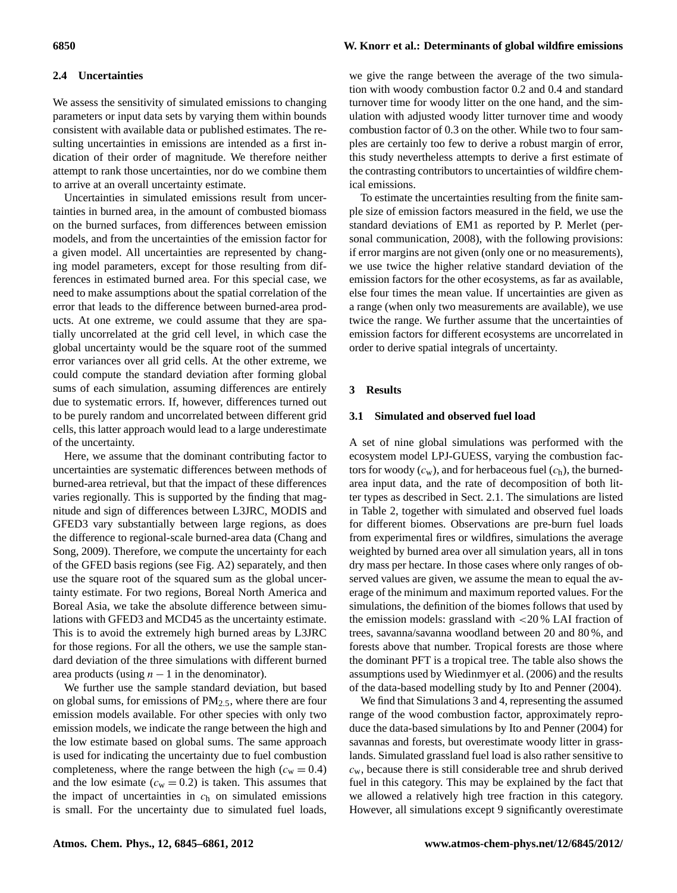### 2.4 Uncertainties

We assess the sensitivity of simulated emissions to changing parameters or input data sets by varying them within bounds consistent with available data or published estimates. The resulting uncertainties in emissions are intended as a first indication of their order of magnitude. We therefore neither attempt to rank those uncertainties, nor do we combine them to arrive at an overall uncertainty estimate.

Uncertainties in simulated emissions result from uncertainties in burned area, in the amount of combusted biomass on the burned surfaces, from differences between emission models, and from the uncertainties of the emission factor for a given model. All uncertainties are represented by changing model parameters, except for those resulting from differences in estimated burned area. For this special case, we need to make assumptions about the spatial correlation of the error that leads to the difference between burned-area products. At one extreme, we could assume that they are spatially uncorrelated at the grid cell level, in which case the global uncertainty would be the square root of the summed error variances over all grid cells. At the other extreme, we could compute the standard deviation after forming global sums of each simulation, assuming differences are entirely due to systematic errors. If, however, differences turned out to be purely random and uncorrelated between different grid cells, this latter approach would lead to a large underestimate of the uncertainty.

Here, we assume that the dominant contributing factor to uncertainties are systematic differences between methods of burned-area retrieval, but that the impact of these differences varies regionally. This is supported by the finding that magnitude and sign of differences between L3JRC, MODIS and GFED3 vary substantially between large regions, as does the difference to regional-scale burned-area data (Chang and Song, 2009). Therefore, we compute the uncertainty for each of the GFED basis regions (see Fig. A2) separately, and then use the square root of the squared sum as the global uncertainty estimate. For two regions, Boreal North America and Boreal Asia, we take the absolute difference between simulations with GFED3 and MCD45 as the uncertainty estimate. This is to avoid the extremely high burned areas by L3JRC for those regions. For all the others, we use the sample standard deviation of the three simulations with different burned area products (using $n-1$ in the denominator).

We further use the sample standard deviation, but based on global sums, for emissions of $PM_{2.5}$, where there are four emission models available. For other species with only two emission models, we indicate the range between the high and the low estimate based on global sums. The same approach is used for indicating the uncertainty due to fuel combustion completeness, where the range between the high ($c_w = 0.4$) and the low esimate ($c_w = 0.2$) is taken. This assumes that the impact of uncertainties in $c_h$ on simulated emissions is small. For the uncertainty due to simulated fuel loads, we give the range between the average of the two simulation with woody combustion factor 0.2 and 0.4 and standard turnover time for woody litter on the one hand, and the simulation with adjusted woody litter turnover time and woody combustion factor of 0.3 on the other. While two to four samples are certainly too few to derive a robust margin of error, this study nevertheless attempts to derive a first estimate of the contrasting contributors to uncertainties of wildfire chemical emissions.

To estimate the uncertainties resulting from the finite sample size of emission factors measured in the field, we use the standard deviations of EM1 as reported by P. Merlet (personal communication, 2008), with the following provisions: if error margins are not given (only one or no measurements), we use twice the higher relative standard deviation of the emission factors for the other ecosystems, as far as available, else four times the mean value. If uncertainties are given as a range (when only two measurements are available), we use twice the range. We further assume that the uncertainties of emission factors for different ecosystems are uncorrelated in order to derive spatial integrals of uncertainty.

## 3 Results

### 3.1 Simulated and observed fuel load

A set of nine global simulations was performed with the ecosystem model LPJ-GUESS, varying the combustion factors for woody ($c_w$), and for herbaceous fuel ($c_h$), the burned-area input data, and the rate of decomposition of both litter types as described in Sect. 2.1. The simulations are listed in Table 2, together with simulated and observed fuel loads for different biomes. Observations are pre-burn fuel loads from experimental fires or wildfires, simulations the average weighted by burned area over all simulation years, all in tons dry mass per hectare. In those cases where only ranges of observed values are given, we assume the mean to equal the average of the minimum and maximum reported values. For the simulations, the definition of the biomes follows that used by the emission models: grassland with <20 % LAI fraction of trees, savanna/savanna woodland between 20 and 80 %, and forests above that number. Tropical forests are those where the dominant PFT is a tropical tree. The table also shows the assumptions used by Wiedinmyer et al. (2006) and the results of the data-based modelling study by Ito and Penner (2004).

We find that Simulations 3 and 4, representing the assumed range of the wood combustion factor, approximately reproduce the data-based simulations by Ito and Penner (2004) for savannas and forests, but overestimate woody litter in grasslands. Simulated grassland fuel load is also rather sensitive to $c_w$, because there is still considerable tree and shrub derived fuel in this category. This may be explained by the fact that we allowed a relatively high tree fraction in this category. However, all simulations except 9 significantly overestimate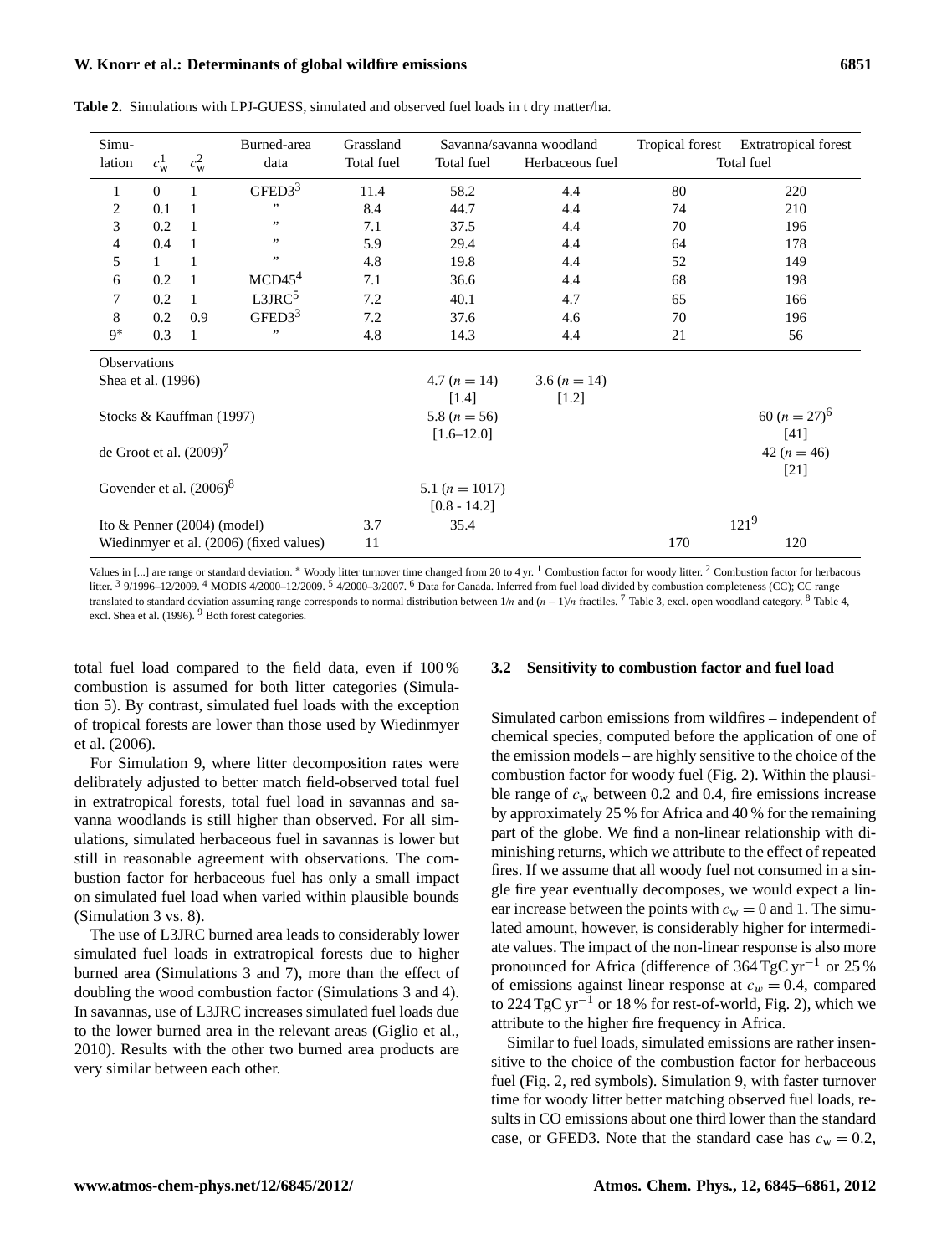**Table 2.** Simulations with LPJ-GUESS, simulated and observed fuel loads in t dry matter/ha.

| Simulation | $c_w^1$ | $c_w^2$ | Burned-area data | Grassland Total fuel | Savanna/savanna woodland Total fuel | Savanna/savanna woodland Herbaceous fuel | Tropical forest Total fuel | Extratropical forest Total fuel |
|---|---|---|---|---|---|---|---|---|
| 1 | 0 | 1 | GFED3[3] | 11.4 | 58.2 | 4.4 | 80 | 220 |
| 2 | 0.1 | 1 | " | 8.4 | 44.7 | 4.4 | 74 | 210 |
| 3 | 0.2 | 1 | " | 7.1 | 37.5 | 4.4 | 70 | 196 |
| 4 | 0.4 | 1 | " | 5.9 | 29.4 | 4.4 | 64 | 178 |
| 5 | 1 | 1 | " | 4.8 | 19.8 | 4.4 | 52 | 149 |
| 6 | 0.2 | 1 | MCD45[4] | 7.1 | 36.6 | 4.4 | 68 | 198 |
| 7 | 0.2 | 1 | L3JRC[5] | 7.2 | 40.1 | 4.7 | 65 | 166 |
| 8 | 0.2 | 0.9 | GFED3[3] | 7.2 | 37.6 | 4.6 | 70 | 196 |
| 9* | 0.3 | 1 | " | 4.8 | 14.3 | 4.4 | 21 | 56 |
| Observations | | | | | | | | |
| Shea et al. (1996) | | | | | 4.7 ($n = 14$) [1.4] | 3.6 ($n = 14$) [1.2] | | |
| Stocks & Kauffman (1997) | | | | | 5.8 ($n = 56$) [1.6–12.0] | | | 60 ($n = 27$)[6] [41] |
| de Groot et al. (2009)[7] | | | | | | | | 42 ($n = 46$) [21] |
| Govender et al. (2006)[8] | | | | | 5.1 ($n = 1017$) [0.8 - 14.2] | | | |
| Ito & Penner (2004) (model) | | | | 3.7 | 35.4 | | 121[9] | |
| Wiedinmyer et al. (2006) (fixed values) | | | | 11 | | | 170 | 120 |

Values in [...] are range or standard deviation. * Woody litter turnover time changed from 20 to 4 yr. [1] Combustion factor for woody litter. [2] Combustion factor for herbacous litter. [3] 9/1996–12/2009. [4] MODIS 4/2000–12/2009. [5] 4/2000–3/2007. [6] Data for Canada. Inferred from fuel load divided by combustion completeness (CC); CC range translated to standard deviation assuming range corresponds to normal distribution between $1/n$ and $(n-1)/n$ fractiles. [7] Table 3, excl. open woodland category. [8] Table 4, excl. Shea et al. (1996). [9] Both forest categories.

total fuel load compared to the field data, even if 100 % combustion is assumed for both litter categories (Simulation 5). By contrast, simulated fuel loads with the exception of tropical forests are lower than those used by Wiedinmyer et al. (2006).

For Simulation 9, where litter decomposition rates were delibrately adjusted to better match field-observed total fuel in extratropical forests, total fuel load in savannas and savanna woodlands is still higher than observed. For all simulations, simulated herbaceous fuel in savannas is lower but still in reasonable agreement with observations. The combustion factor for herbaceous fuel has only a small impact on simulated fuel load when varied within plausible bounds (Simulation 3 vs. 8).

The use of L3JRC burned area leads to considerably lower simulated fuel loads in extratropical forests due to higher burned area (Simulations 3 and 7), more than the effect of doubling the wood combustion factor (Simulations 3 and 4). In savannas, use of L3JRC increases simulated fuel loads due to the lower burned area in the relevant areas (Giglio et al., 2010). Results with the other two burned area products are very similar between each other.

### 3.2 Sensitivity to combustion factor and fuel load

Simulated carbon emissions from wildfires – independent of chemical species, computed before the application of one of the emission models – are highly sensitive to the choice of the combustion factor for woody fuel (Fig. 2). Within the plausible range of $c_w$ between 0.2 and 0.4, fire emissions increase by approximately 25 % for Africa and 40 % for the remaining part of the globe. We find a non-linear relationship with diminishing returns, which we attribute to the effect of repeated fires. If we assume that all woody fuel not consumed in a single fire year eventually decomposes, we would expect a linear increase between the points with $c_w = 0$ and 1. The simulated amount, however, is considerably higher for intermediate values. The impact of the non-linear response is also more pronounced for Africa (difference of 364 $\text{TgC yr}^{-1}$ or 25 % of emissions against linear response at $c_w = 0.4$, compared to 224 $\text{TgC yr}^{-1}$ or 18 % for rest-of-world, Fig. 2), which we attribute to the higher fire frequency in Africa.

Similar to fuel loads, simulated emissions are rather insensitive to the choice of the combustion factor for herbaceous fuel (Fig. 2, red symbols). Simulation 9, with faster turnover time for woody litter better matching observed fuel loads, results in CO emissions about one third lower than the standard case, or GFED3. Note that the standard case has $c_w = 0.2$,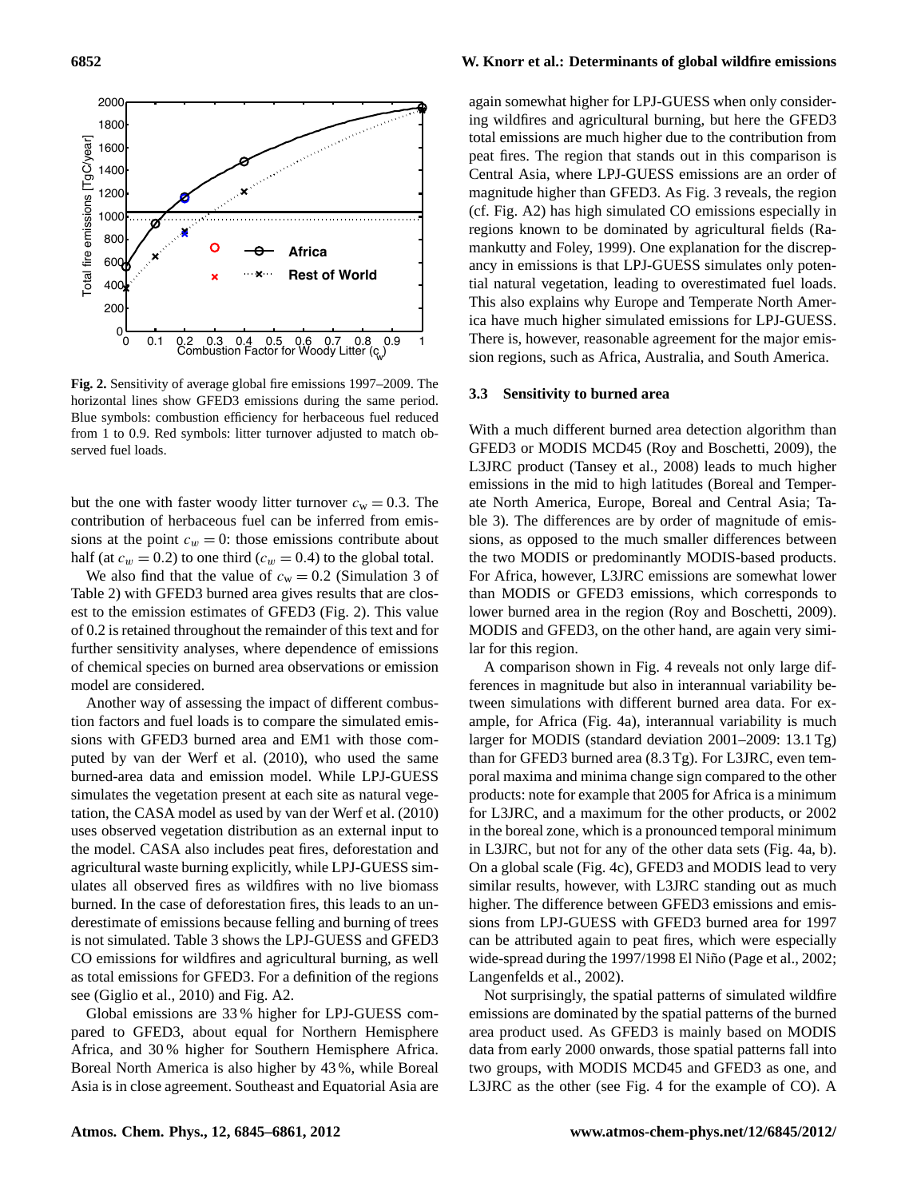**Fig. 2.** Sensitivity of average global fire emissions 1997–2009. The horizontal lines show GFED3 emissions during the same period. Blue symbols: combustion efficiency for herbaceous fuel reduced from 1 to 0.9. Red symbols: litter turnover adjusted to match observed fuel loads.

but the one with faster woody litter turnover $c_w = 0.3$. The contribution of herbaceous fuel can be inferred from emissions at the point $c_w = 0$: those emissions contribute about half (at $c_w = 0.2$) to one third ($c_w = 0.4$) to the global total.

We also find that the value of $c_w = 0.2$ (Simulation 3 of Table 2) with GFED3 burned area gives results that are closest to the emission estimates of GFED3 (Fig. 2). This value of 0.2 is retained throughout the remainder of this text and for further sensitivity analyses, where dependence of emissions of chemical species on burned area observations or emission model are considered.

Another way of assessing the impact of different combustion factors and fuel loads is to compare the simulated emissions with GFED3 burned area and EM1 with those computed by van der Werf et al. (2010), who used the same burned-area data and emission model. While LPJ-GUESS simulates the vegetation present at each site as natural vegetation, the CASA model as used by van der Werf et al. (2010) uses observed vegetation distribution as an external input to the model. CASA also includes peat fires, deforestation and agricultural waste burning explicitly, while LPJ-GUESS simulates all observed fires as wildfires with no live biomass burned. In the case of deforestation fires, this leads to an underestimate of emissions because felling and burning of trees is not simulated. Table 3 shows the LPJ-GUESS and GFED3 CO emissions for wildfires and agricultural burning, as well as total emissions for GFED3. For a definition of the regions see (Giglio et al., 2010) and Fig. A2.

Global emissions are 33 % higher for LPJ-GUESS compared to GFED3, about equal for Northern Hemisphere Africa, and 30 % higher for Southern Hemisphere Africa. Boreal North America is also higher by 43 %, while Boreal Asia is in close agreement. Southeast and Equatorial Asia are again somewhat higher for LPJ-GUESS when only considering wildfires and agricultural burning, but here the GFED3 total emissions are much higher due to the contribution from peat fires. The region that stands out in this comparison is Central Asia, where LPJ-GUESS emissions are an order of magnitude higher than GFED3. As Fig. 3 reveals, the region (cf. Fig. A2) has high simulated CO emissions especially in regions known to be dominated by agricultural fields (Ramankutty and Foley, 1999). One explanation for the discrepancy in emissions is that LPJ-GUESS simulates only potential natural vegetation, leading to overestimated fuel loads. This also explains why Europe and Temperate North America have much higher simulated emissions for LPJ-GUESS. There is, however, reasonable agreement for the major emission regions, such as Africa, Australia, and South America.

### 3.3 Sensitivity to burned area

With a much different burned area detection algorithm than GFED3 or MODIS MCD45 (Roy and Boschetti, 2009), the L3JRC product (Tansey et al., 2008) leads to much higher emissions in the mid to high latitudes (Boreal and Temperate North America, Europe, Boreal and Central Asia; Table 3). The differences are by order of magnitude of emissions, as opposed to the much smaller differences between the two MODIS or predominantly MODIS-based products. For Africa, however, L3JRC emissions are somewhat lower than MODIS or GFED3 emissions, which corresponds to lower burned area in the region (Roy and Boschetti, 2009). MODIS and GFED3, on the other hand, are again very similar for this region.

A comparison shown in Fig. 4 reveals not only large differences in magnitude but also in interannual variability between simulations with different burned area data. For example, for Africa (Fig. 4a), interannual variability is much larger for MODIS (standard deviation 2001–2009: 13.1 Tg) than for GFED3 burned area (8.3 Tg). For L3JRC, even temporal maxima and minima change sign compared to the other products: note for example that 2005 for Africa is a minimum for L3JRC, and a maximum for the other products, or 2002 in the boreal zone, which is a pronounced temporal minimum in L3JRC, but not for any of the other data sets (Fig. 4a, b). On a global scale (Fig. 4c), GFED3 and MODIS lead to very similar results, however, with L3JRC standing out as much higher. The difference between GFED3 emissions and emissions from LPJ-GUESS with GFED3 burned area for 1997 can be attributed again to peat fires, which were especially wide-spread during the 1997/1998 El Niño (Page et al., 2002; Langenfelds et al., 2002).

Not surprisingly, the spatial patterns of simulated wildfire emissions are dominated by the spatial patterns of the burned area product used. As GFED3 is mainly based on MODIS data from early 2000 onwards, those spatial patterns fall into two groups, with MODIS MCD45 and GFED3 as one, and L3JRC as the other (see Fig. 4 for the example of CO). A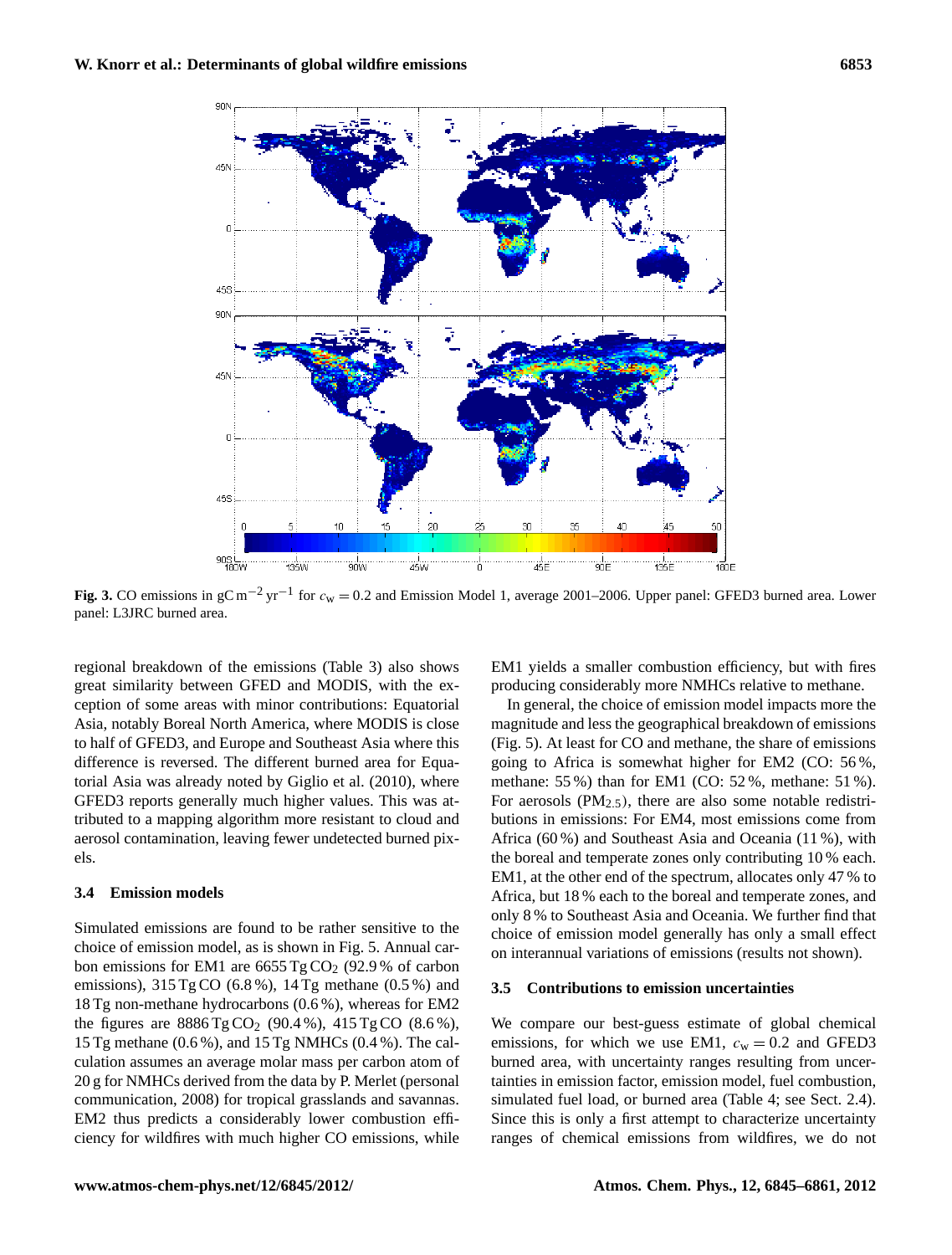**Fig. 3.** CO emissions in $\mathrm{gC\,m^{-2}\,yr^{-1}}$ for $c_w = 0.2$ and Emission Model 1, average 2001–2006. Upper panel: GFED3 burned area. Lower panel: L3JRC burned area.

regional breakdown of the emissions (Table 3) also shows great similarity between GFED and MODIS, with the exception of some areas with minor contributions: Equatorial Asia, notably Boreal North America, where MODIS is close to half of GFED3, and Europe and Southeast Asia where this difference is reversed. The different burned area for Equatorial Asia was already noted by Giglio et al. (2010), where GFED3 reports generally much higher values. This was attributed to a mapping algorithm more resistant to cloud and aerosol contamination, leaving fewer undetected burned pixels.

### 3.4 Emission models

Simulated emissions are found to be rather sensitive to the choice of emission model, as is shown in Fig. 5. Annual carbon emissions for EM1 are 6655 Tg $CO_2$ (92.9 % of carbon emissions), 315 Tg CO (6.8 %), 14 Tg methane (0.5 %) and 18 Tg non-methane hydrocarbons (0.6 %), whereas for EM2 the figures are 8886 Tg $CO_2$ (90.4 %), 415 Tg CO (8.6 %), 15 Tg methane (0.6 %), and 15 Tg NMHCs (0.4 %). The calculation assumes an average molar mass per carbon atom of 20 g for NMHCs derived from the data by P. Merlet (personal communication, 2008) for tropical grasslands and savannas. EM2 thus predicts a considerably lower combustion efficiency for wildfires with much higher CO emissions, while EM1 yields a smaller combustion efficiency, but with fires producing considerably more NMHCs relative to methane.

In general, the choice of emission model impacts more the magnitude and less the geographical breakdown of emissions (Fig. 5). At least for CO and methane, the share of emissions going to Africa is somewhat higher for EM2 (CO: 56 %, methane: 55 %) than for EM1 (CO: 52 %, methane: 51 %). For aerosols ($PM_{2.5}$), there are also some notable redistributions in emissions: For EM4, most emissions come from Africa (60 %) and Southeast Asia and Oceania (11 %), with the boreal and temperate zones only contributing 10 % each. EM1, at the other end of the spectrum, allocates only 47 % to Africa, but 18 % each to the boreal and temperate zones, and only 8 % to Southeast Asia and Oceania. We further find that choice of emission model generally has only a small effect on interannual variations of emissions (results not shown).

### 3.5 Contributions to emission uncertainties

We compare our best-guess estimate of global chemical emissions, for which we use EM1, $c_w = 0.2$ and GFED3 burned area, with uncertainty ranges resulting from uncertainties in emission factor, emission model, fuel combustion, simulated fuel load, or burned area (Table 4; see Sect. 2.4). Since this is only a first attempt to characterize uncertainty ranges of chemical emissions from wildfires, we do not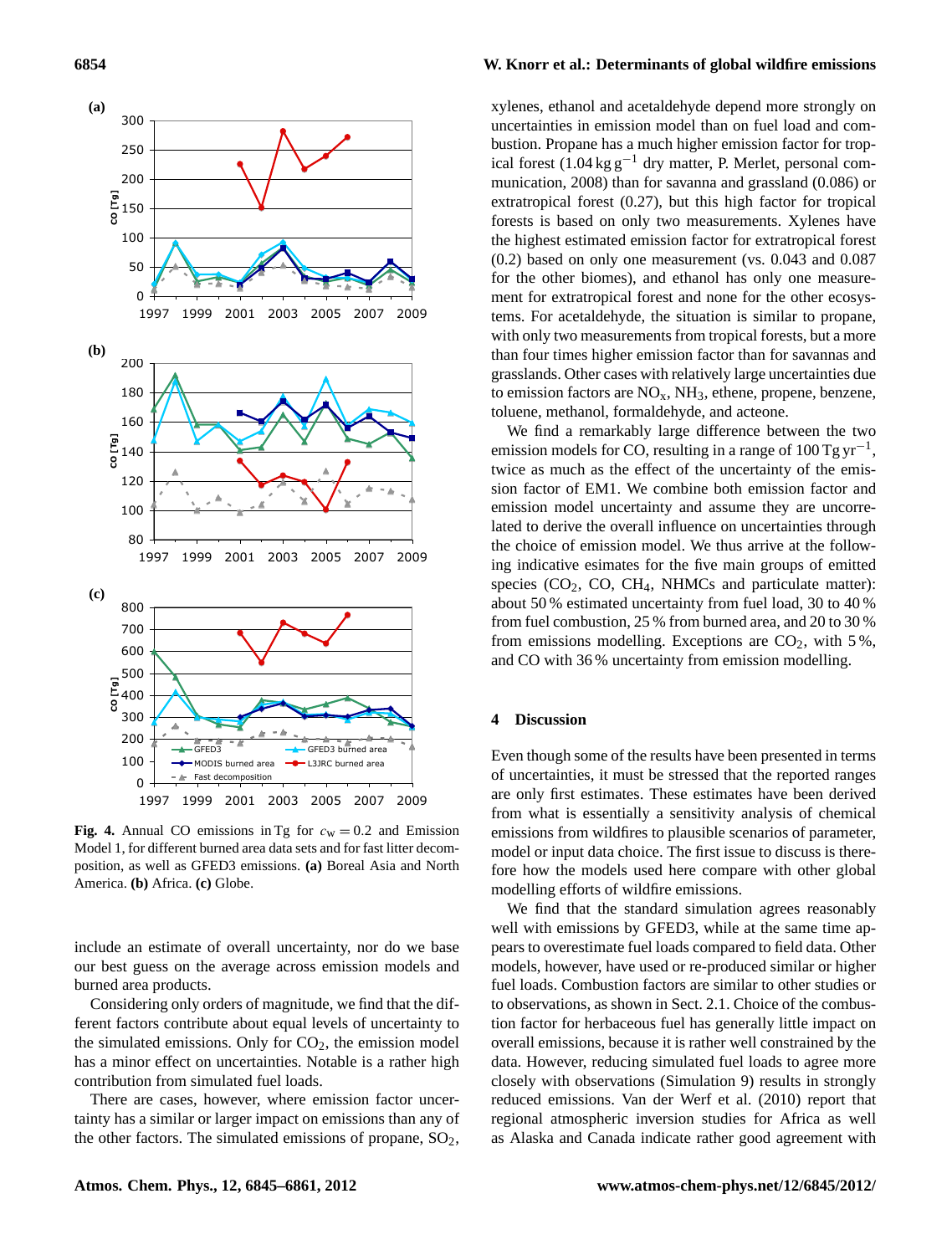**Fig. 4.** Annual CO emissions in Tg for $c_w = 0.2$ and Emission Model 1, for different burned area data sets and for fast litter decomposition, as well as GFED3 emissions. **(a)** Boreal Asia and North America. **(b)** Africa. **(c)** Globe.

include an estimate of overall uncertainty, nor do we base our best guess on the average across emission models and burned area products.

Considering only orders of magnitude, we find that the different factors contribute about equal levels of uncertainty to the simulated emissions. Only for $CO_2$, the emission model has a minor effect on uncertainties. Notable is a rather high contribution from simulated fuel loads.

There are cases, however, where emission factor uncertainty has a similar or larger impact on emissions than any of the other factors. The simulated emissions of propane, $SO_2$, xylenes, ethanol and acetaldehyde depend more strongly on uncertainties in emission model than on fuel load and combustion. Propane has a much higher emission factor for tropical forest (1.04 kg $g^{-1}$ dry matter, P. Merlet, personal communication, 2008) than for savanna and grassland (0.086) or extratropical forest (0.27), but this high factor for tropical forests is based on only two measurements. Xylenes have the highest estimated emission factor for extratropical forest (0.2) based on only one measurement (vs. 0.043 and 0.087 for the other biomes), and ethanol has only one measurement for extratropical forest and none for the other ecosystems. For acetaldehyde, the situation is similar to propane, with only two measurements from tropical forests, but a more than four times higher emission factor than for savannas and grasslands. Other cases with relatively large uncertainties due to emission factors are $NO_x$, $NH_3$, ethene, propene, benzene, toluene, methanol, formaldehyde, and acteone.

We find a remarkably large difference between the two emission models for CO, resulting in a range of 100 Tg $yr^{-1}$, twice as much as the effect of the uncertainty of the emission factor of EM1. We combine both emission factor and emission model uncertainty and assume they are uncorrelated to derive the overall influence on uncertainties through the choice of emission model. We thus arrive at the following indicative esimates for the five main groups of emitted species ($CO_2$, CO, $CH_4$, NHMCs and particulate matter): about 50 % estimated uncertainty from fuel load, 30 to 40 % from fuel combustion, 25 % from burned area, and 20 to 30 % from emissions modelling. Exceptions are $CO_2$, with 5 %, and CO with 36 % uncertainty from emission modelling.

## 4 Discussion

Even though some of the results have been presented in terms of uncertainties, it must be stressed that the reported ranges are only first estimates. These estimates have been derived from what is essentially a sensitivity analysis of chemical emissions from wildfires to plausible scenarios of parameter, model or input data choice. The first issue to discuss is therefore how the models used here compare with other global modelling efforts of wildfire emissions.

We find that the standard simulation agrees reasonably well with emissions by GFED3, while at the same time appears to overestimate fuel loads compared to field data. Other models, however, have used or re-produced similar or higher fuel loads. Combustion factors are similar to other studies or to observations, as shown in Sect. 2.1. Choice of the combustion factor for herbaceous fuel has generally little impact on overall emissions, because it is rather well constrained by the data. However, reducing simulated fuel loads to agree more closely with observations (Simulation 9) results in strongly reduced emissions. Van der Werf et al. (2010) report that regional atmospheric inversion studies for Africa as well as Alaska and Canada indicate rather good agreement with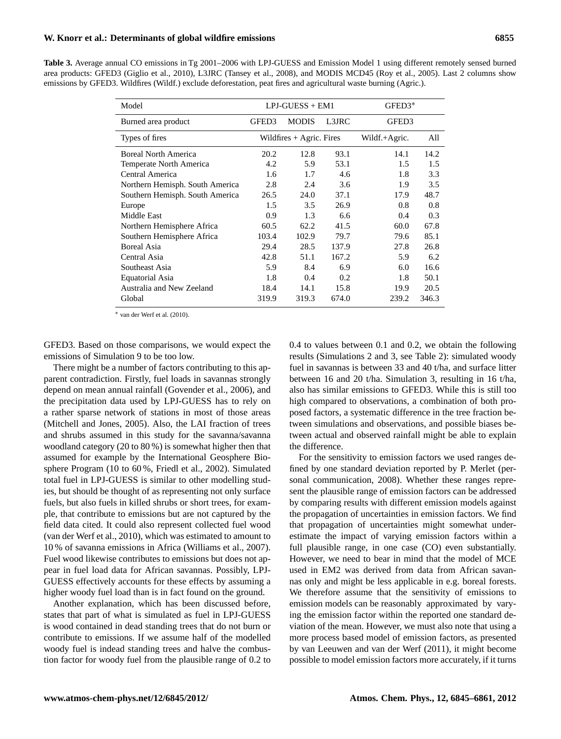**Table 3.** Average annual CO emissions in Tg 2001–2006 with LPJ-GUESS and Emission Model 1 using different remotely sensed burned area products: GFED3 (Giglio et al., 2010), L3JRC (Tansey et al., 2008), and MODIS MCD45 (Roy et al., 2005). Last 2 columns show emissions by GFED3. Wildfires (Wildf.) exclude deforestation, peat fires and agricultural waste burning (Agric.).

| Model | LPJ-GUESS + EM1 | | | GFED3* | |
|---|---|---|---|---|---|
| Burned area product | GFED3 | MODIS | L3JRC | GFED3 | |
| Types of fires | Wildfires + Agric. Fires | | | Wildf.+Agric. | All |
| Boreal North America | 20.2 | 12.8 | 93.1 | 14.1 | 14.2 |
| Temperate North America | 4.2 | 5.9 | 53.1 | 1.5 | 1.5 |
| Central America | 1.6 | 1.7 | 4.6 | 1.8 | 3.3 |
| Northern Hemisph. South America | 2.8 | 2.4 | 3.6 | 1.9 | 3.5 |
| Southern Hemisph. South America | 26.5 | 24.0 | 37.1 | 17.9 | 48.7 |
| Europe | 1.5 | 3.5 | 26.9 | 0.8 | 0.8 |
| Middle East | 0.9 | 1.3 | 6.6 | 0.4 | 0.3 |
| Northern Hemisphere Africa | 60.5 | 62.2 | 41.5 | 60.0 | 67.8 |
| Southern Hemisphere Africa | 103.4 | 102.9 | 79.7 | 79.6 | 85.1 |
| Boreal Asia | 29.4 | 28.5 | 137.9 | 27.8 | 26.8 |
| Central Asia | 42.8 | 51.1 | 167.2 | 5.9 | 6.2 |
| Southeast Asia | 5.9 | 8.4 | 6.9 | 6.0 | 16.6 |
| Equatorial Asia | 1.8 | 0.4 | 0.2 | 1.8 | 50.1 |
| Australia and New Zeeland | 18.4 | 14.1 | 15.8 | 19.9 | 20.5 |
| Global | 319.9 | 319.3 | 674.0 | 239.2 | 346.3 |

* van der Werf et al. (2010).

GFED3. Based on those comparisons, we would expect the emissions of Simulation 9 to be too low.

There might be a number of factors contributing to this apparent contradiction. Firstly, fuel loads in savannas strongly depend on mean annual rainfall (Govender et al., 2006), and the precipitation data used by LPJ-GUESS has to rely on a rather sparse network of stations in most of those areas (Mitchell and Jones, 2005). Also, the LAI fraction of trees and shrubs assumed in this study for the savanna/savanna woodland category (20 to 80 %) is somewhat higher then that assumed for example by the International Geosphere Biosphere Program (10 to 60 %, Friedl et al., 2002). Simulated total fuel in LPJ-GUESS is similar to other modelling studies, but should be thought of as representing not only surface fuels, but also fuels in killed shrubs or short trees, for example, that contribute to emissions but are not captured by the field data cited. It could also represent collected fuel wood (van der Werf et al., 2010), which was estimated to amount to 10 % of savanna emissions in Africa (Williams et al., 2007). Fuel wood likewise contributes to emissions but does not appear in fuel load data for African savannas. Possibly, LPJ-GUESS effectively accounts for these effects by assuming a higher woody fuel load than is in fact found on the ground.

Another explanation, which has been discussed before, states that part of what is simulated as fuel in LPJ-GUESS is wood contained in dead standing trees that do not burn or contribute to emissions. If we assume half of the modelled woody fuel is indead standing trees and halve the combustion factor for woody fuel from the plausible range of 0.2 to 0.4 to values between 0.1 and 0.2, we obtain the following results (Simulations 2 and 3, see Table 2): simulated woody fuel in savannas is between 33 and 40 t/ha, and surface litter between 16 and 20 t/ha. Simulation 3, resulting in 16 t/ha, also has similar emissions to GFED3. While this is still too high compared to observations, a combination of both proposed factors, a systematic difference in the tree fraction between simulations and observations, and possible biases between actual and observed rainfall might be able to explain the difference.

For the sensitivity to emission factors we used ranges defined by one standard deviation reported by P. Merlet (personal communication, 2008). Whether these ranges represent the plausible range of emission factors can be addressed by comparing results with different emission models against the propagation of uncertainties in emission factors. We find that propagation of uncertainties might somewhat underestimate the impact of varying emission factors within a full plausible range, in one case (CO) even substantially. However, we need to bear in mind that the model of MCE used in EM2 was derived from data from African savannas only and might be less applicable in e.g. boreal forests. We therefore assume that the sensitivity of emissions to emission models can be reasonably approximated by varying the emission factor within the reported one standard deviation of the mean. However, we must also note that using a more process based model of emission factors, as presented by van Leeuwen and van der Werf (2011), it might become possible to model emission factors more accurately, if it turns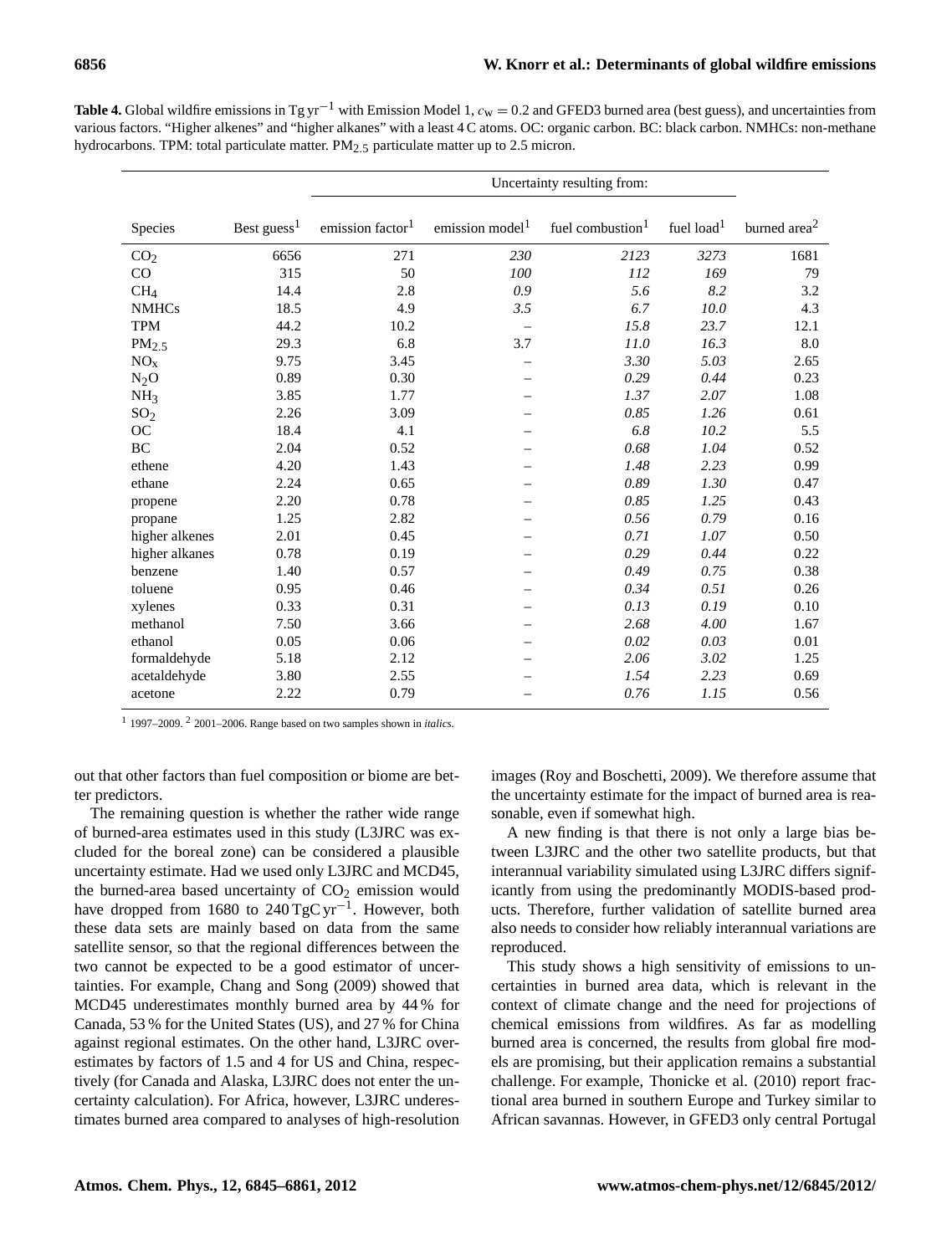**Table 4.** Global wildfire emissions in Tg $yr^{-1}$ with Emission Model 1, $c_w = 0.2$ and GFED3 burned area (best guess), and uncertainties from various factors. "Higher alkenes" and "higher alkanes" with a least 4 C atoms. OC: organic carbon. BC: black carbon. NMHCs: non-methane hydrocarbons. TPM: total particulate matter. $PM_{2.5}$ particulate matter up to 2.5 micron.

| | | Uncertainty resulting from: | | | | |
|---|---|---|---|---|---|---|
| Species | Best guess[1] | emission factor[1] | emission model[1] | fuel combustion[1] | fuel load[1] | burned area[2] |
| $CO_2$ | 6656 | 271 | *230* | *2123* | *3273* | 1681 |
| CO | 315 | 50 | *100* | *112* | *169* | 79 |
| $CH_4$ | 14.4 | 2.8 | *0.9* | *5.6* | *8.2* | 3.2 |
| NMHCs | 18.5 | 4.9 | *3.5* | *6.7* | *10.0* | 4.3 |
| TPM | 44.2 | 10.2 | – | *15.8* | *23.7* | 12.1 |
| $PM_{2.5}$ | 29.3 | 6.8 | 3.7 | *11.0* | *16.3* | 8.0 |
| $NO_x$ | 9.75 | 3.45 | – | *3.30* | *5.03* | 2.65 |
| $N_2O$ | 0.89 | 0.30 | – | *0.29* | *0.44* | 0.23 |
| $NH_3$ | 3.85 | 1.77 | – | *1.37* | *2.07* | 1.08 |
| $SO_2$ | 2.26 | 3.09 | – | *0.85* | *1.26* | 0.61 |
| OC | 18.4 | 4.1 | – | *6.8* | *10.2* | 5.5 |
| BC | 2.04 | 0.52 | – | *0.68* | *1.04* | 0.52 |
| ethene | 4.20 | 1.43 | – | *1.48* | *2.23* | 0.99 |
| ethane | 2.24 | 0.65 | – | *0.89* | *1.30* | 0.47 |
| propene | 2.20 | 0.78 | – | *0.85* | *1.25* | 0.43 |
| propane | 1.25 | 2.82 | – | *0.56* | *0.79* | 0.16 |
| higher alkenes | 2.01 | 0.45 | – | *0.71* | *1.07* | 0.50 |
| higher alkanes | 0.78 | 0.19 | – | *0.29* | *0.44* | 0.22 |
| benzene | 1.40 | 0.57 | – | *0.49* | *0.75* | 0.38 |
| toluene | 0.95 | 0.46 | – | *0.34* | *0.51* | 0.26 |
| xylenes | 0.33 | 0.31 | – | *0.13* | *0.19* | 0.10 |
| methanol | 7.50 | 3.66 | – | *2.68* | *4.00* | 1.67 |
| ethanol | 0.05 | 0.06 | – | *0.02* | *0.03* | 0.01 |
| formaldehyde | 5.18 | 2.12 | – | *2.06* | *3.02* | 1.25 |
| acetaldehyde | 3.80 | 2.55 | – | *1.54* | *2.23* | 0.69 |
| acetone | 2.22 | 0.79 | – | *0.76* | *1.15* | 0.56 |

[1] 1997–2009. [2] 2001–2006. Range based on two samples shown in *italics*.

out that other factors than fuel composition or biome are better predictors.

The remaining question is whether the rather wide range of burned-area estimates used in this study (L3JRC was excluded for the boreal zone) can be considered a plausible uncertainty estimate. Had we used only L3JRC and MCD45, the burned-area based uncertainty of $CO_2$ emission would have dropped from 1680 to 240 TgC $yr^{-1}$. However, both these data sets are mainly based on data from the same satellite sensor, so that the regional differences between the two cannot be expected to be a good estimator of uncertainties. For example, Chang and Song (2009) showed that MCD45 underestimates monthly burned area by 44 % for Canada, 53 % for the United States (US), and 27 % for China against regional estimates. On the other hand, L3JRC overestimates by factors of 1.5 and 4 for US and China, respectively (for Canada and Alaska, L3JRC does not enter the uncertainty calculation). For Africa, however, L3JRC underestimates burned area compared to analyses of high-resolution images (Roy and Boschetti, 2009). We therefore assume that the uncertainty estimate for the impact of burned area is reasonable, even if somewhat high.

A new finding is that there is not only a large bias between L3JRC and the other two satellite products, but that interannual variability simulated using L3JRC differs significantly from using the predominantly MODIS-based products. Therefore, further validation of satellite burned area also needs to consider how reliably interannual variations are reproduced.

This study shows a high sensitivity of emissions to uncertainties in burned area data, which is relevant in the context of climate change and the need for projections of chemical emissions from wildfires. As far as modelling burned area is concerned, the results from global fire models are promising, but their application remains a substantial challenge. For example, Thonicke et al. (2010) report fractional area burned in southern Europe and Turkey similar to African savannas. However, in GFED3 only central Portugal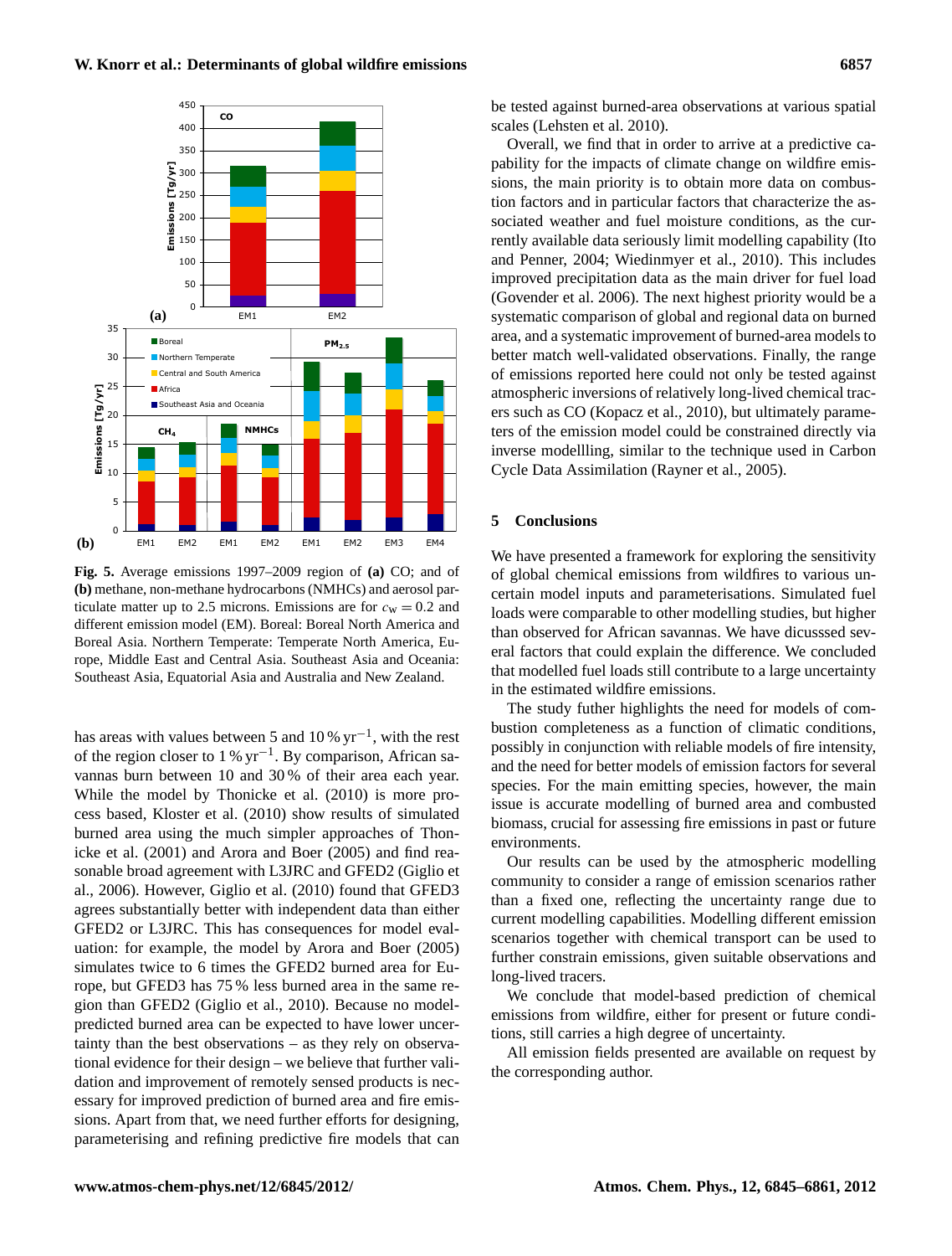(a)

CO

Emissions [Tg/yr]

450
400
350
300
250
200
150
100
50
0

EM1 EM2

(b)

Emissions [Tg/yr]

35
30
25
20
15
10
5
0

Boreal
Northern Temperate
Central and South America
Africa
Southeast Asia and Oceania

$CH_4$ NMHCs $PM_{2.5}$

EM1 EM2 EM1 EM2 EM1 EM2 EM3 EM4

**Fig. 5.** Average emissions 1997–2009 region of **(a)** CO; and of **(b)** methane, non-methane hydrocarbons (NMHCs) and aerosol particulate matter up to 2.5 microns. Emissions are for $c_W = 0.2$ and different emission model (EM). Boreal: Boreal North America and Boreal Asia. Northern Temperate: Temperate North America, Europe, Middle East and Central Asia. Southeast Asia and Oceania: Southeast Asia, Equatorial Asia and Australia and New Zealand.

has areas with values between 5 and 10 % $yr^{-1}$, with the rest of the region closer to 1 % $yr^{-1}$. By comparison, African savannas burn between 10 and 30 % of their area each year. While the model by Thonicke et al. (2010) is more process based, Kloster et al. (2010) show results of simulated burned area using the much simpler approaches of Thonicke et al. (2001) and Arora and Boer (2005) and find reasonable broad agreement with L3JRC and GFED2 (Giglio et al., 2006). However, Giglio et al. (2010) found that GFED3 agrees substantially better with independent data than either GFED2 or L3JRC. This has consequences for model evaluation: for example, the model by Arora and Boer (2005) simulates twice to 6 times the GFED2 burned area for Europe, but GFED3 has 75 % less burned area in the same region than GFED2 (Giglio et al., 2010). Because no model-predicted burned area can be expected to have lower uncertainty than the best observations – as they rely on observational evidence for their design – we believe that further validation and improvement of remotely sensed products is necessary for improved prediction of burned area and fire emissions. Apart from that, we need further efforts for designing, parameterising and refining predictive fire models that can be tested against burned-area observations at various spatial scales (Lehsten et al. 2010).

Overall, we find that in order to arrive at a predictive capability for the impacts of climate change on wildfire emissions, the main priority is to obtain more data on combustion factors and in particular factors that characterize the associated weather and fuel moisture conditions, as the currently available data seriously limit modelling capability (Ito and Penner, 2004; Wiedinmyer et al., 2010). This includes improved precipitation data as the main driver for fuel load (Govender et al. 2006). The next highest priority would be a systematic comparison of global and regional data on burned area, and a systematic improvement of burned-area models to better match well-validated observations. Finally, the range of emissions reported here could not only be tested against atmospheric inversions of relatively long-lived chemical tracers such as CO (Kopacz et al., 2010), but ultimately parameters of the emission model could be constrained directly via inverse modellling, similar to the technique used in Carbon Cycle Data Assimilation (Rayner et al., 2005).

## 5 Conclusions

We have presented a framework for exploring the sensitivity of global chemical emissions from wildfires to various uncertain model inputs and parameterisations. Simulated fuel loads were comparable to other modelling studies, but higher than observed for African savannas. We have dicusssed several factors that could explain the difference. We concluded that modelled fuel loads still contribute to a large uncertainty in the estimated wildfire emissions.

The study futher highlights the need for models of combustion completeness as a function of climatic conditions, possibly in conjunction with reliable models of fire intensity, and the need for better models of emission factors for several species. For the main emitting species, however, the main issue is accurate modelling of burned area and combusted biomass, crucial for assessing fire emissions in past or future environments.

Our results can be used by the atmospheric modelling community to consider a range of emission scenarios rather than a fixed one, reflecting the uncertainty range due to current modelling capabilities. Modelling different emission scenarios together with chemical transport can be used to further constrain emissions, given suitable observations and long-lived tracers.

We conclude that model-based prediction of chemical emissions from wildfire, either for present or future conditions, still carries a high degree of uncertainty.

All emission fields presented are available on request by the corresponding author.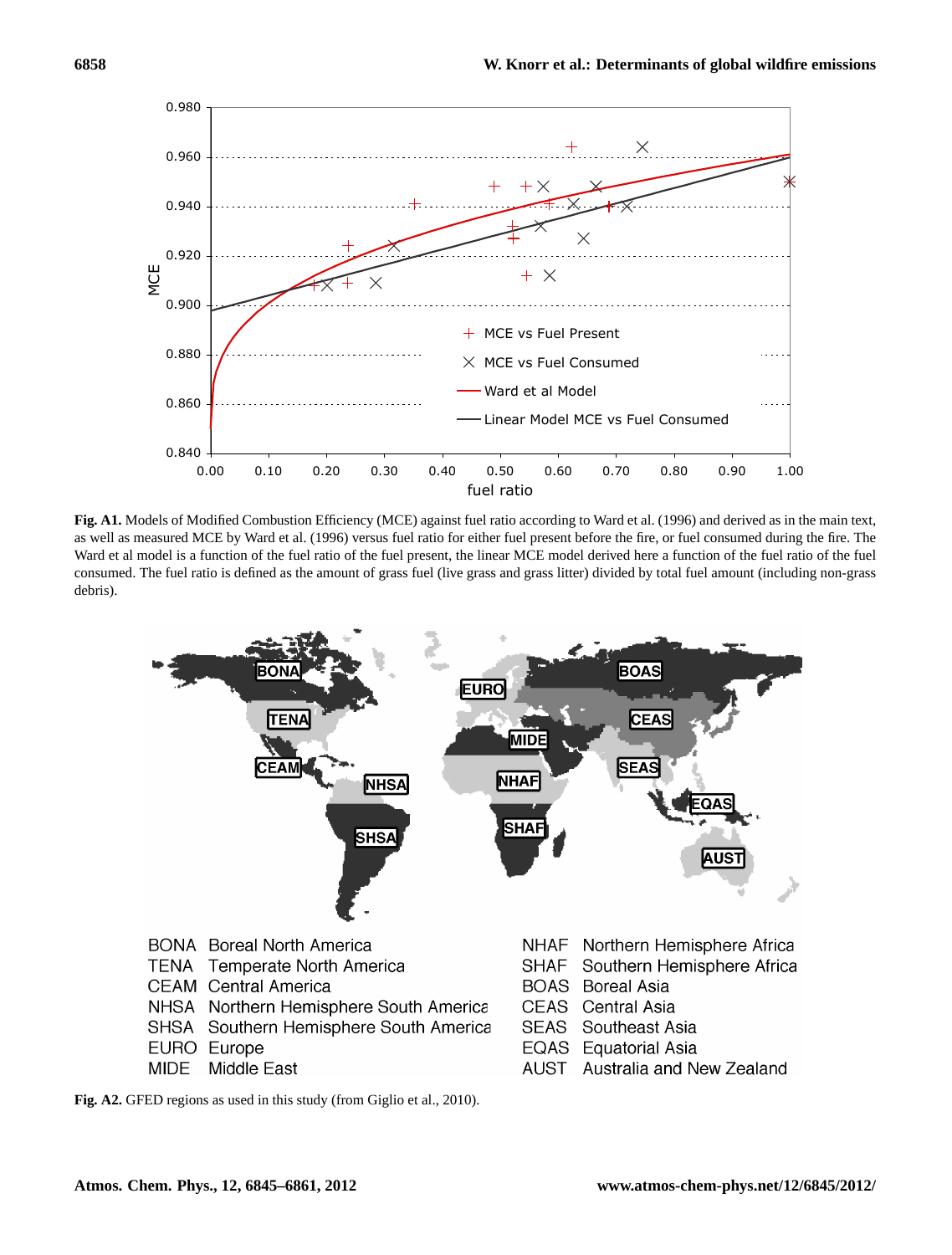**Fig. A1.** Models of Modified Combustion Efficiency (MCE) against fuel ratio according to Ward et al. (1996) and derived as in the main text, as well as measured MCE by Ward et al. (1996) versus fuel ratio for either fuel present before the fire, or fuel consumed during the fire. The Ward et al model is a function of the fuel ratio of the fuel present, the linear MCE model derived here a function of the fuel ratio of the fuel consumed. The fuel ratio is defined as the amount of grass fuel (live grass and grass litter) divided by total fuel amount (including non-grass debris).

| | | | |
|---|---|---|---|
| BONA | Boreal North America | NHAF | Northern Hemisphere Africa |
| TENA | Temperate North America | SHAF | Southern Hemisphere Africa |
| CEAM | Central America | BOAS | Boreal Asia |
| NHSA | Northern Hemisphere South America | CEAS | Central Asia |
| SHSA | Southern Hemisphere South America | SEAS | Southeast Asia |
| EURO | Europe | EQAS | Equatorial Asia |
| MIDE | Middle East | AUST | Australia and New Zealand |

**Fig. A2.** GFED regions as used in this study (from Giglio et al., 2010).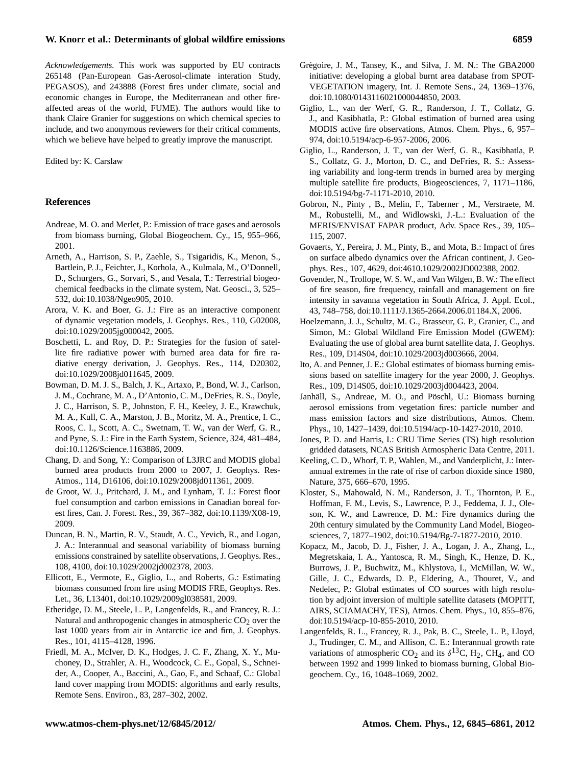*Acknowledgements.* This work was supported by EU contracts 265148 (Pan-European Gas-Aerosol-climate interation Study, PEGASOS), and 243888 (Forest fires under climate, social and economic changes in Europe, the Mediterranean and other fire-affected areas of the world, FUME). The authors would like to thank Claire Granier for suggestions on which chemical species to include, and two anonymous reviewers for their critical comments, which we believe have helped to greatly improve the manuscript.

Edited by: K. Carslaw

## References

Andreae, M. O. and Merlet, P.: Emission of trace gases and aerosols from biomass burning, Global Biogeochem. Cy., 15, 955–966, 2001.

Arneth, A., Harrison, S. P., Zaehle, S., Tsigaridis, K., Menon, S., Bartlein, P. J., Feichter, J., Korhola, A., Kulmala, M., O'Donnell, D., Schurgers, G., Sorvari, S., and Vesala, T.: Terrestrial biogeochemical feedbacks in the climate system, Nat. Geosci., 3, 525–532, doi:10.1038/Ngeo905, 2010.

Arora, V. K. and Boer, G. J.: Fire as an interactive component of dynamic vegetation models, J. Geophys. Res., 110, G02008, doi:10.1029/2005jg000042, 2005.

Boschetti, L. and Roy, D. P.: Strategies for the fusion of satellite fire radiative power with burned area data for fire radiative energy derivation, J. Geophys. Res., 114, D20302, doi:10.1029/2008jd011645, 2009.

Bowman, D. M. J. S., Balch, J. K., Artaxo, P., Bond, W. J., Carlson, J. M., Cochrane, M. A., D'Antonio, C. M., DeFries, R. S., Doyle, J. C., Harrison, S. P., Johnston, F. H., Keeley, J. E., Krawchuk, M. A., Kull, C. A., Marston, J. B., Moritz, M. A., Prentice, I. C., Roos, C. I., Scott, A. C., Swetnam, T. W., van der Werf, G. R., and Pyne, S. J.: Fire in the Earth System, Science, 324, 481–484, doi:10.1126/Science.1163886, 2009.

Chang, D. and Song, Y.: Comparison of L3JRC and MODIS global burned area products from 2000 to 2007, J. Geophys. Res-Atmos., 114, D16106, doi:10.1029/2008jd011361, 2009.

de Groot, W. J., Pritchard, J. M., and Lynham, T. J.: Forest floor fuel consumption and carbon emissions in Canadian boreal forest fires, Can. J. Forest. Res., 39, 367–382, doi:10.1139/X08-19, 2009.

Duncan, B. N., Martin, R. V., Staudt, A. C., Yevich, R., and Logan, J. A.: Interannual and seasonal variability of biomass burning emissions constrained by satellite observations, J. Geophys. Res., 108, 4100, doi:10.1029/2002jd002378, 2003.

Ellicott, E., Vermote, E., Giglio, L., and Roberts, G.: Estimating biomass consumed from fire using MODIS FRE, Geophys. Res. Let., 36, L13401, doi:10.1029/2009gl038581, 2009.

Etheridge, D. M., Steele, L. P., Langenfelds, R., and Francey, R. J.: Natural and anthropogenic changes in atmospheric $CO_2$ over the last 1000 years from air in Antarctic ice and firn, J. Geophys. Res., 101, 4115–4128, 1996.

Friedl, M. A., McIver, D. K., Hodges, J. C. F., Zhang, X. Y., Muchoney, D., Strahler, A. H., Woodcock, C. E., Gopal, S., Schneider, A., Cooper, A., Baccini, A., Gao, F., and Schaaf, C.: Global land cover mapping from MODIS: algorithms and early results, Remote Sens. Environ., 83, 287–302, 2002.

Grégoire, J. M., Tansey, K., and Silva, J. M. N.: The GBA2000 initiative: developing a global burnt area database from SPOT-VEGETATION imagery, Int. J. Remote Sens., 24, 1369–1376, doi:10.1080/0143116021000044850, 2003.

Giglio, L., van der Werf, G. R., Randerson, J. T., Collatz, G. J., and Kasibhatla, P.: Global estimation of burned area using MODIS active fire observations, Atmos. Chem. Phys., 6, 957–974, doi:10.5194/acp-6-957-2006, 2006.

Giglio, L., Randerson, J. T., van der Werf, G. R., Kasibhatla, P. S., Collatz, G. J., Morton, D. C., and DeFries, R. S.: Assessing variability and long-term trends in burned area by merging multiple satellite fire products, Biogeosciences, 7, 1171–1186, doi:10.5194/bg-7-1171-2010, 2010.

Gobron, N., Pinty , B., Melin, F., Taberner , M., Verstraete, M. M., Robustelli, M., and Widlowski, J.-L.: Evaluation of the MERIS/ENVISAT FAPAR product, Adv. Space Res., 39, 105–115, 2007.

Govaerts, Y., Pereira, J. M., Pinty, B., and Mota, B.: Impact of fires on surface albedo dynamics over the African continent, J. Geophys. Res., 107, 4629, doi:4610.1029/2002JD002388, 2002.

Govender, N., Trollope, W. S. W., and Van Wilgen, B. W.: The effect of fire season, fire frequency, rainfall and management on fire intensity in savanna vegetation in South Africa, J. Appl. Ecol., 43, 748–758, doi:10.1111/J.1365-2664.2006.01184.X, 2006.

Hoelzemann, J. J., Schultz, M. G., Brasseur, G. P., Granier, C., and Simon, M.: Global Wildland Fire Emission Model (GWEM): Evaluating the use of global area burnt satellite data, J. Geophys. Res., 109, D14S04, doi:10.1029/2003jd003666, 2004.

Ito, A. and Penner, J. E.: Global estimates of biomass burning emissions based on satellite imagery for the year 2000, J. Geophys. Res., 109, D14S05, doi:10.1029/2003jd004423, 2004.

Janhäll, S., Andreae, M. O., and Pöschl, U.: Biomass burning aerosol emissions from vegetation fires: particle number and mass emission factors and size distributions, Atmos. Chem. Phys., 10, 1427–1439, doi:10.5194/acp-10-1427-2010, 2010.

Jones, P. D. and Harris, I.: CRU Time Series (TS) high resolution gridded datasets, NCAS British Atmospheric Data Centre, 2011.

Keeling, C. D., Whorf, T. P., Wahlen, M., and Vanderplicht, J.: Interannual extremes in the rate of rise of carbon dioxide since 1980, Nature, 375, 666–670, 1995.

Kloster, S., Mahowald, N. M., Randerson, J. T., Thornton, P. E., Hoffman, F. M., Levis, S., Lawrence, P. J., Feddema, J. J., Oleson, K. W., and Lawrence, D. M.: Fire dynamics during the 20th century simulated by the Community Land Model, Biogeosciences, 7, 1877–1902, doi:10.5194/Bg-7-1877-2010, 2010.

Kopacz, M., Jacob, D. J., Fisher, J. A., Logan, J. A., Zhang, L., Megretskaia, I. A., Yantosca, R. M., Singh, K., Henze, D. K., Burrows, J. P., Buchwitz, M., Khlystova, I., McMillan, W. W., Gille, J. C., Edwards, D. P., Eldering, A., Thouret, V., and Nedelec, P.: Global estimates of CO sources with high resolution by adjoint inversion of multiple satellite datasets (MOPITT, AIRS, SCIAMACHY, TES), Atmos. Chem. Phys., 10, 855–876, doi:10.5194/acp-10-855-2010, 2010.

Langenfelds, R. L., Francey, R. J., Pak, B. C., Steele, L. P., Lloyd, J., Trudinger, C. M., and Allison, C. E.: Interannual growth rate variations of atmospheric $CO_2$ and its $\delta^{13}C$, $H_2$, $CH_4$, and CO between 1992 and 1999 linked to biomass burning, Global Biogeochem. Cy., 16, 1048–1069, 2002.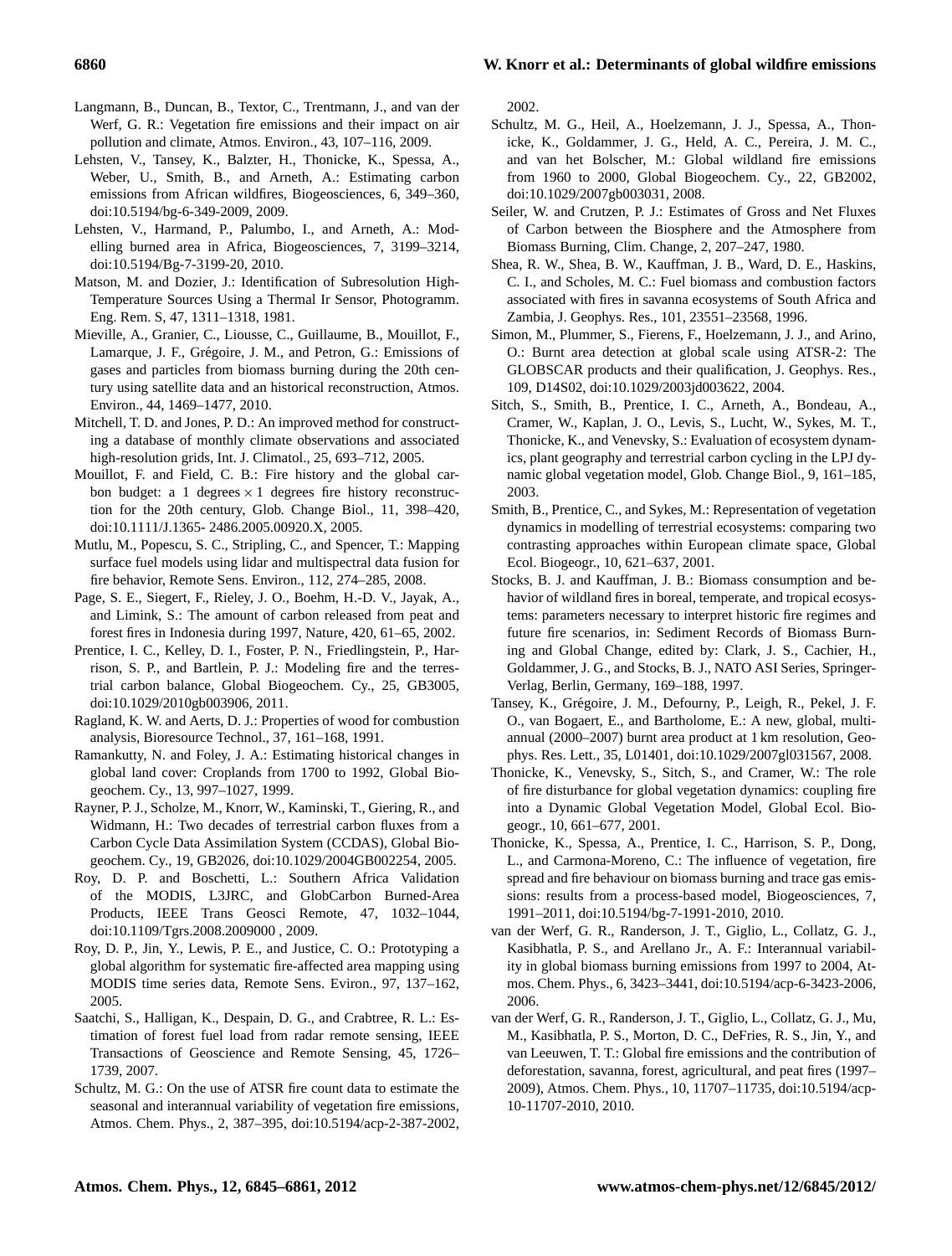Langmann, B., Duncan, B., Textor, C., Trentmann, J., and van der Werf, G. R.: Vegetation fire emissions and their impact on air pollution and climate, Atmos. Environ., 43, 107–116, 2009.

Lehsten, V., Tansey, K., Balzter, H., Thonicke, K., Spessa, A., Weber, U., Smith, B., and Arneth, A.: Estimating carbon emissions from African wildfires, Biogeosciences, 6, 349–360, doi:10.5194/bg-6-349-2009, 2009.

Lehsten, V., Harmand, P., Palumbo, I., and Arneth, A.: Modelling burned area in Africa, Biogeosciences, 7, 3199–3214, doi:10.5194/Bg-7-3199-20, 2010.

Matson, M. and Dozier, J.: Identification of Subresolution High-Temperature Sources Using a Thermal Ir Sensor, Photogramm. Eng. Rem. S, 47, 1311–1318, 1981.

Mieville, A., Granier, C., Liousse, C., Guillaume, B., Mouillot, F., Lamarque, J. F., Grégoire, J. M., and Petron, G.: Emissions of gases and particles from biomass burning during the 20th century using satellite data and an historical reconstruction, Atmos. Environ., 44, 1469–1477, 2010.

Mitchell, T. D. and Jones, P. D.: An improved method for constructing a database of monthly climate observations and associated high-resolution grids, Int. J. Climatol., 25, 693–712, 2005.

Mouillot, F. and Field, C. B.: Fire history and the global carbon budget: a 1 degrees $\times$ 1 degrees fire history reconstruction for the 20th century, Glob. Change Biol., 11, 398–420, doi:10.1111/J.1365- 2486.2005.00920.X, 2005.

Mutlu, M., Popescu, S. C., Stripling, C., and Spencer, T.: Mapping surface fuel models using lidar and multispectral data fusion for fire behavior, Remote Sens. Environ., 112, 274–285, 2008.

Page, S. E., Siegert, F., Rieley, J. O., Boehm, H.-D. V., Jayak, A., and Limink, S.: The amount of carbon released from peat and forest fires in Indonesia during 1997, Nature, 420, 61–65, 2002.

Prentice, I. C., Kelley, D. I., Foster, P. N., Friedlingstein, P., Harrison, S. P., and Bartlein, P. J.: Modeling fire and the terrestrial carbon balance, Global Biogeochem. Cy., 25, GB3005, doi:10.1029/2010gb003906, 2011.

Ragland, K. W. and Aerts, D. J.: Properties of wood for combustion analysis, Bioresource Technol., 37, 161–168, 1991.

Ramankutty, N. and Foley, J. A.: Estimating historical changes in global land cover: Croplands from 1700 to 1992, Global Biogeochem. Cy., 13, 997–1027, 1999.

Rayner, P. J., Scholze, M., Knorr, W., Kaminski, T., Giering, R., and Widmann, H.: Two decades of terrestrial carbon fluxes from a Carbon Cycle Data Assimilation System (CCDAS), Global Biogeochem. Cy., 19, GB2026, doi:10.1029/2004GB002254, 2005.

Roy, D. P. and Boschetti, L.: Southern Africa Validation of the MODIS, L3JRC, and GlobCarbon Burned-Area Products, IEEE Trans Geosci Remote, 47, 1032–1044, doi:10.1109/Tgrs.2008.2009000 , 2009.

Roy, D. P., Jin, Y., Lewis, P. E., and Justice, C. O.: Prototyping a global algorithm for systematic fire-affected area mapping using MODIS time series data, Remote Sens. Eviron., 97, 137–162, 2005.

Saatchi, S., Halligan, K., Despain, D. G., and Crabtree, R. L.: Estimation of forest fuel load from radar remote sensing, IEEE Transactions of Geoscience and Remote Sensing, 45, 1726–1739, 2007.

Schultz, M. G.: On the use of ATSR fire count data to estimate the seasonal and interannual variability of vegetation fire emissions, Atmos. Chem. Phys., 2, 387–395, doi:10.5194/acp-2-387-2002, 2002.

Schultz, M. G., Heil, A., Hoelzemann, J. J., Spessa, A., Thonicke, K., Goldammer, J. G., Held, A. C., Pereira, J. M. C., and van het Bolscher, M.: Global wildland fire emissions from 1960 to 2000, Global Biogeochem. Cy., 22, GB2002, doi:10.1029/2007gb003031, 2008.

Seiler, W. and Crutzen, P. J.: Estimates of Gross and Net Fluxes of Carbon between the Biosphere and the Atmosphere from Biomass Burning, Clim. Change, 2, 207–247, 1980.

Shea, R. W., Shea, B. W., Kauffman, J. B., Ward, D. E., Haskins, C. I., and Scholes, M. C.: Fuel biomass and combustion factors associated with fires in savanna ecosystems of South Africa and Zambia, J. Geophys. Res., 101, 23551–23568, 1996.

Simon, M., Plummer, S., Fierens, F., Hoelzemann, J. J., and Arino, O.: Burnt area detection at global scale using ATSR-2: The GLOBSCAR products and their qualification, J. Geophys. Res., 109, D14S02, doi:10.1029/2003jd003622, 2004.

Sitch, S., Smith, B., Prentice, I. C., Arneth, A., Bondeau, A., Cramer, W., Kaplan, J. O., Levis, S., Lucht, W., Sykes, M. T., Thonicke, K., and Venevsky, S.: Evaluation of ecosystem dynamics, plant geography and terrestrial carbon cycling in the LPJ dynamic global vegetation model, Glob. Change Biol., 9, 161–185, 2003.

Smith, B., Prentice, C., and Sykes, M.: Representation of vegetation dynamics in modelling of terrestrial ecosystems: comparing two contrasting approaches within European climate space, Global Ecol. Biogeogr., 10, 621–637, 2001.

Stocks, B. J. and Kauffman, J. B.: Biomass consumption and behavior of wildland fires in boreal, temperate, and tropical ecosystems: parameters necessary to interpret historic fire regimes and future fire scenarios, in: Sediment Records of Biomass Burning and Global Change, edited by: Clark, J. S., Cachier, H., Goldammer, J. G., and Stocks, B. J., NATO ASI Series, Springer-Verlag, Berlin, Germany, 169–188, 1997.

Tansey, K., Grégoire, J. M., Defourny, P., Leigh, R., Pekel, J. F. O., van Bogaert, E., and Bartholome, E.: A new, global, multi-annual (2000–2007) burnt area product at 1 km resolution, Geophys. Res. Lett., 35, L01401, doi:10.1029/2007gl031567, 2008.

Thonicke, K., Venevsky, S., Sitch, S., and Cramer, W.: The role of fire disturbance for global vegetation dynamics: coupling fire into a Dynamic Global Vegetation Model, Global Ecol. Biogeogr., 10, 661–677, 2001.

Thonicke, K., Spessa, A., Prentice, I. C., Harrison, S. P., Dong, L., and Carmona-Moreno, C.: The influence of vegetation, fire spread and fire behaviour on biomass burning and trace gas emissions: results from a process-based model, Biogeosciences, 7, 1991–2011, doi:10.5194/bg-7-1991-2010, 2010.

van der Werf, G. R., Randerson, J. T., Giglio, L., Collatz, G. J., Kasibhatla, P. S., and Arellano Jr., A. F.: Interannual variability in global biomass burning emissions from 1997 to 2004, Atmos. Chem. Phys., 6, 3423–3441, doi:10.5194/acp-6-3423-2006, 2006.

van der Werf, G. R., Randerson, J. T., Giglio, L., Collatz, G. J., Mu, M., Kasibhatla, P. S., Morton, D. C., DeFries, R. S., Jin, Y., and van Leeuwen, T. T.: Global fire emissions and the contribution of deforestation, savanna, forest, agricultural, and peat fires (1997–2009), Atmos. Chem. Phys., 10, 11707–11735, doi:10.5194/acp-10-11707-2010, 2010.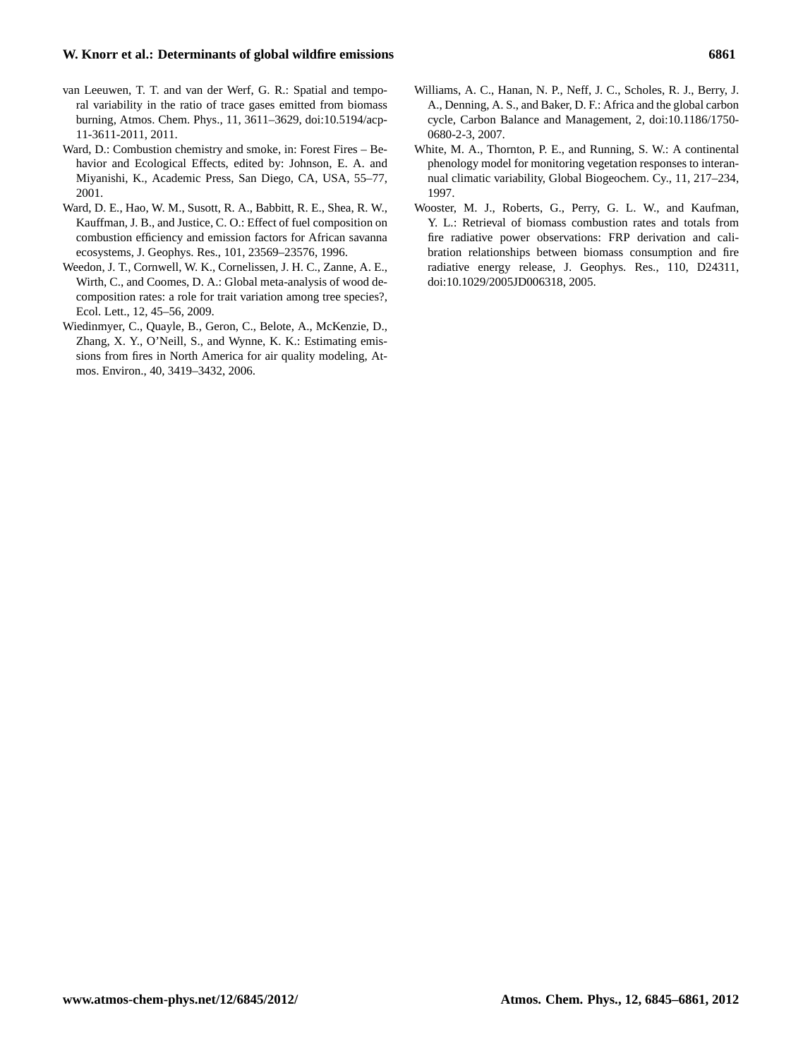van Leeuwen, T. T. and van der Werf, G. R.: Spatial and temporal variability in the ratio of trace gases emitted from biomass burning, Atmos. Chem. Phys., 11, 3611–3629, doi:10.5194/acp-11-3611-2011, 2011.

Ward, D.: Combustion chemistry and smoke, in: Forest Fires – Behavior and Ecological Effects, edited by: Johnson, E. A. and Miyanishi, K., Academic Press, San Diego, CA, USA, 55–77, 2001.

Ward, D. E., Hao, W. M., Susott, R. A., Babbitt, R. E., Shea, R. W., Kauffman, J. B., and Justice, C. O.: Effect of fuel composition on combustion efficiency and emission factors for African savanna ecosystems, J. Geophys. Res., 101, 23569–23576, 1996.

Weedon, J. T., Cornwell, W. K., Cornelissen, J. H. C., Zanne, A. E., Wirth, C., and Coomes, D. A.: Global meta-analysis of wood decomposition rates: a role for trait variation among tree species?, Ecol. Lett., 12, 45–56, 2009.

Wiedinmyer, C., Quayle, B., Geron, C., Belote, A., McKenzie, D., Zhang, X. Y., O'Neill, S., and Wynne, K. K.: Estimating emissions from fires in North America for air quality modeling, Atmos. Environ., 40, 3419–3432, 2006.

Williams, A. C., Hanan, N. P., Neff, J. C., Scholes, R. J., Berry, J. A., Denning, A. S., and Baker, D. F.: Africa and the global carbon cycle, Carbon Balance and Management, 2, doi:10.1186/1750-0680-2-3, 2007.

White, M. A., Thornton, P. E., and Running, S. W.: A continental phenology model for monitoring vegetation responses to interannual climatic variability, Global Biogeochem. Cy., 11, 217–234, 1997.

Wooster, M. J., Roberts, G., Perry, G. L. W., and Kaufman, Y. L.: Retrieval of biomass combustion rates and totals from fire radiative power observations: FRP derivation and calibration relationships between biomass consumption and fire radiative energy release, J. Geophys. Res., 110, D24311, doi:10.1029/2005JD006318, 2005.